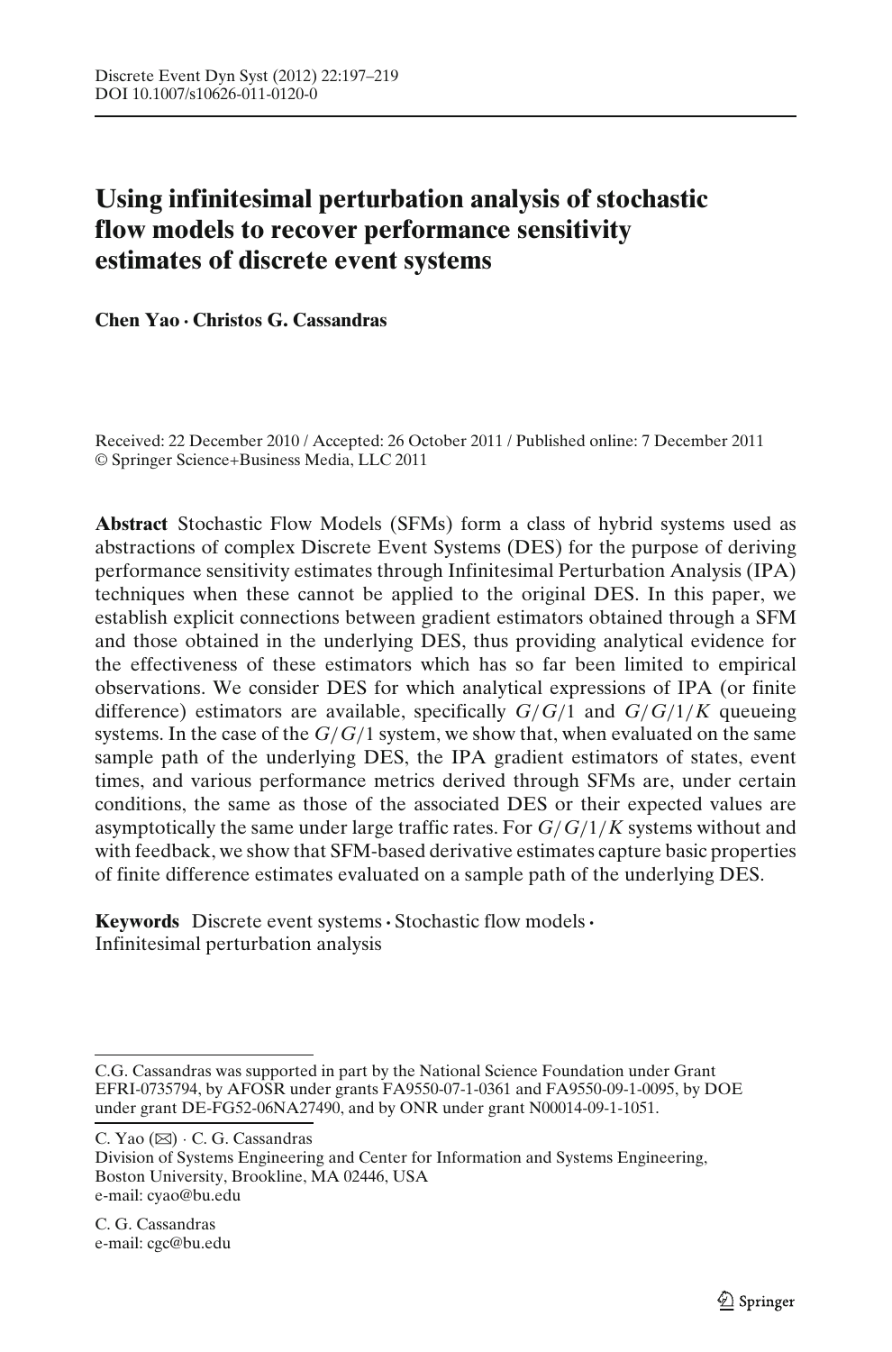# Using infinitesimal perturbation analysis of stochastic flow models to recover performance sensitivity estimates of discrete event systems

**Chen Yao · Christos G. Cassandras**

Received: 22 December 2010 / Accepted: 26 October 2011 / Published online: 7 December 2011
© Springer Science+Business Media, LLC 2011

**Abstract** Stochastic Flow Models (SFMs) form a class of hybrid systems used as abstractions of complex Discrete Event Systems (DES) for the purpose of deriving performance sensitivity estimates through Infinitesimal Perturbation Analysis (IPA) techniques when these cannot be applied to the original DES. In this paper, we establish explicit connections between gradient estimators obtained through a SFM and those obtained in the underlying DES, thus providing analytical evidence for the effectiveness of these estimators which has so far been limited to empirical observations. We consider DES for which analytical expressions of IPA (or finite difference) estimators are available, specifically $G/G/1$ and $G/G/1/K$ queueing systems. In the case of the $G/G/1$ system, we show that, when evaluated on the same sample path of the underlying DES, the IPA gradient estimators of states, event times, and various performance metrics derived through SFMs are, under certain conditions, the same as those of the associated DES or their expected values are asymptotically the same under large traffic rates. For $G/G/1/K$ systems without and with feedback, we show that SFM-based derivative estimates capture basic properties of finite difference estimates evaluated on a sample path of the underlying DES.

**Keywords** Discrete event systems · Stochastic flow models · Infinitesimal perturbation analysis

---

C.G. Cassandras was supported in part by the National Science Foundation under Grant EFRI-0735794, by AFOSR under grants FA9550-07-1-0361 and FA9550-09-1-0095, by DOE under grant DE-FG52-06NA27490, and by ONR under grant N00014-09-1-1051.

C. Yao (✉) · C. G. Cassandras
Division of Systems Engineering and Center for Information and Systems Engineering, Boston University, Brookline, MA 02446, USA
e-mail: cyao@bu.edu

C. G. Cassandras
e-mail: cgc@bu.edu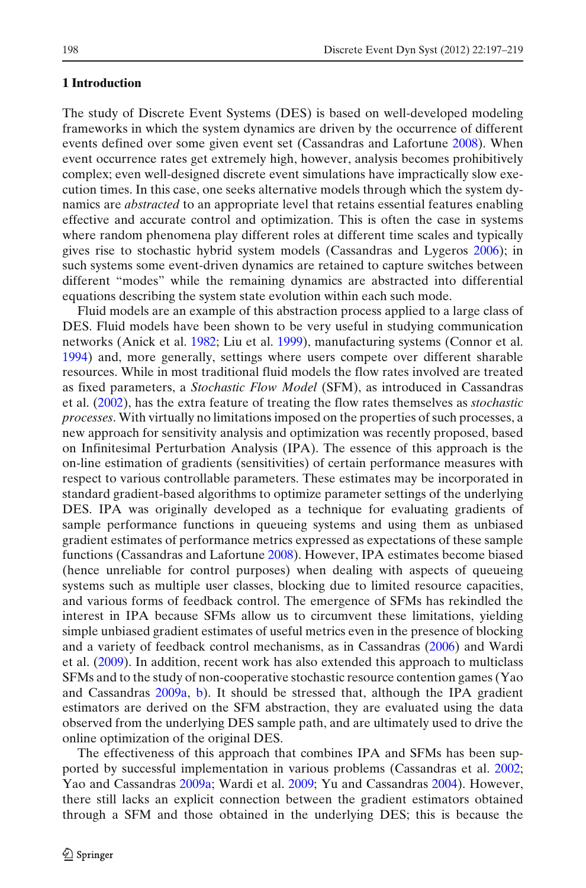## 1 Introduction

The study of Discrete Event Systems (DES) is based on well-developed modeling frameworks in which the system dynamics are driven by the occurrence of different events defined over some given event set (Cassandras and Lafortune 2008). When event occurrence rates get extremely high, however, analysis becomes prohibitively complex; even well-designed discrete event simulations have impractically slow execution times. In this case, one seeks alternative models through which the system dynamics are *abstracted* to an appropriate level that retains essential features enabling effective and accurate control and optimization. This is often the case in systems where random phenomena play different roles at different time scales and typically gives rise to stochastic hybrid system models (Cassandras and Lygeros 2006); in such systems some event-driven dynamics are retained to capture switches between different "modes" while the remaining dynamics are abstracted into differential equations describing the system state evolution within each such mode.

Fluid models are an example of this abstraction process applied to a large class of DES. Fluid models have been shown to be very useful in studying communication networks (Anick et al. 1982; Liu et al. 1999), manufacturing systems (Connor et al. 1994) and, more generally, settings where users compete over different sharable resources. While in most traditional fluid models the flow rates involved are treated as fixed parameters, a *Stochastic Flow Model* (SFM), as introduced in Cassandras et al. (2002), has the extra feature of treating the flow rates themselves as *stochastic processes*. With virtually no limitations imposed on the properties of such processes, a new approach for sensitivity analysis and optimization was recently proposed, based on Infinitesimal Perturbation Analysis (IPA). The essence of this approach is the on-line estimation of gradients (sensitivities) of certain performance measures with respect to various controllable parameters. These estimates may be incorporated in standard gradient-based algorithms to optimize parameter settings of the underlying DES. IPA was originally developed as a technique for evaluating gradients of sample performance functions in queueing systems and using them as unbiased gradient estimates of performance metrics expressed as expectations of these sample functions (Cassandras and Lafortune 2008). However, IPA estimates become biased (hence unreliable for control purposes) when dealing with aspects of queueing systems such as multiple user classes, blocking due to limited resource capacities, and various forms of feedback control. The emergence of SFMs has rekindled the interest in IPA because SFMs allow us to circumvent these limitations, yielding simple unbiased gradient estimates of useful metrics even in the presence of blocking and a variety of feedback control mechanisms, as in Cassandras (2006) and Wardi et al. (2009). In addition, recent work has also extended this approach to multiclass SFMs and to the study of non-cooperative stochastic resource contention games (Yao and Cassandras 2009a, b). It should be stressed that, although the IPA gradient estimators are derived on the SFM abstraction, they are evaluated using the data observed from the underlying DES sample path, and are ultimately used to drive the online optimization of the original DES.

The effectiveness of this approach that combines IPA and SFMs has been supported by successful implementation in various problems (Cassandras et al. 2002; Yao and Cassandras 2009a; Wardi et al. 2009; Yu and Cassandras 2004). However, there still lacks an explicit connection between the gradient estimators obtained through a SFM and those obtained in the underlying DES; this is because the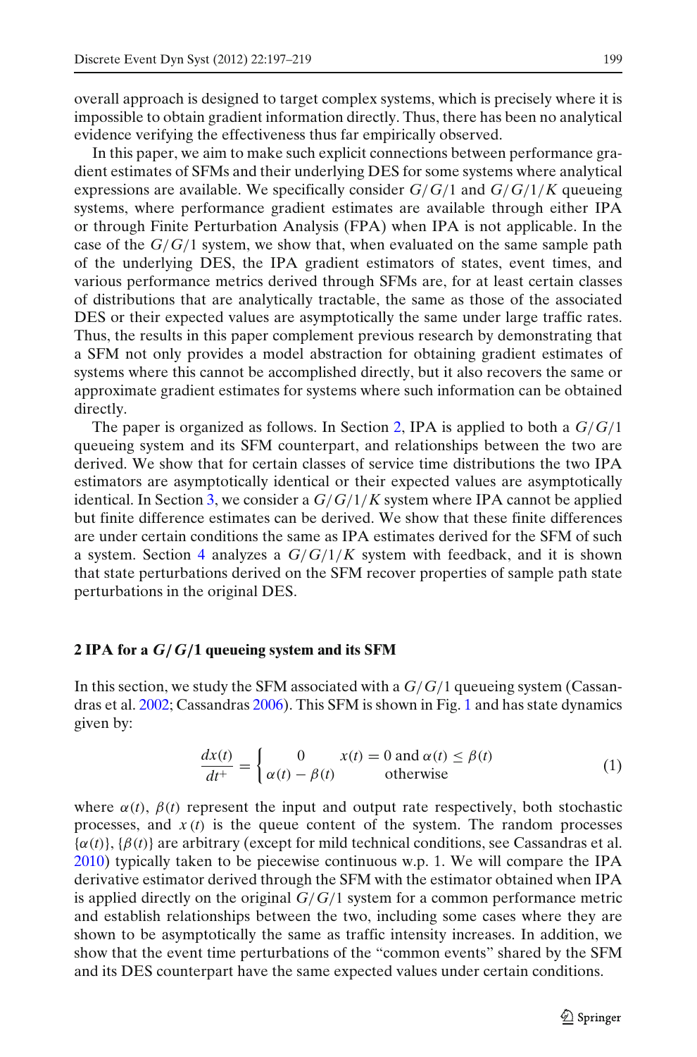overall approach is designed to target complex systems, which is precisely where it is impossible to obtain gradient information directly. Thus, there has been no analytical evidence verifying the effectiveness thus far empirically observed.

In this paper, we aim to make such explicit connections between performance gradient estimates of SFMs and their underlying DES for some systems where analytical expressions are available. We specifically consider $G/G/1$ and $G/G/1/K$ queueing systems, where performance gradient estimates are available through either IPA or through Finite Perturbation Analysis (FPA) when IPA is not applicable. In the case of the $G/G/1$ system, we show that, when evaluated on the same sample path of the underlying DES, the IPA gradient estimators of states, event times, and various performance metrics derived through SFMs are, for at least certain classes of distributions that are analytically tractable, the same as those of the associated DES or their expected values are asymptotically the same under large traffic rates. Thus, the results in this paper complement previous research by demonstrating that a SFM not only provides a model abstraction for obtaining gradient estimates of systems where this cannot be accomplished directly, but it also recovers the same or approximate gradient estimates for systems where such information can be obtained directly.

The paper is organized as follows. In Section 2, IPA is applied to both a $G/G/1$ queueing system and its SFM counterpart, and relationships between the two are derived. We show that for certain classes of service time distributions the two IPA estimators are asymptotically identical or their expected values are asymptotically identical. In Section 3, we consider a $G/G/1/K$ system where IPA cannot be applied but finite difference estimates can be derived. We show that these finite differences are under certain conditions the same as IPA estimates derived for the SFM of such a system. Section 4 analyzes a $G/G/1/K$ system with feedback, and it is shown that state perturbations derived on the SFM recover properties of sample path state perturbations in the original DES.

## 2 IPA for a $G/G/1$ queueing system and its SFM

In this section, we study the SFM associated with a $G/G/1$ queueing system (Cassandras et al. 2002; Cassandras 2006). This SFM is shown in Fig. 1 and has state dynamics given by:

$$\frac{dx(t)}{dt^{+}} = \begin{cases} 0 & x(t) = 0 \text{ and } \alpha(t) \leq \beta(t) \\ \alpha(t) - \beta(t) & \text{otherwise} \end{cases} \tag{1}$$

where $\alpha(t)$, $\beta(t)$ represent the input and output rate respectively, both stochastic processes, and $x(t)$ is the queue content of the system. The random processes $\{\alpha(t)\}$, $\{\beta(t)\}$ are arbitrary (except for mild technical conditions, see Cassandras et al. 2010) typically taken to be piecewise continuous w.p. 1. We will compare the IPA derivative estimator derived through the SFM with the estimator obtained when IPA is applied directly on the original $G/G/1$ system for a common performance metric and establish relationships between the two, including some cases where they are shown to be asymptotically the same as traffic intensity increases. In addition, we show that the event time perturbations of the "common events" shared by the SFM and its DES counterpart have the same expected values under certain conditions.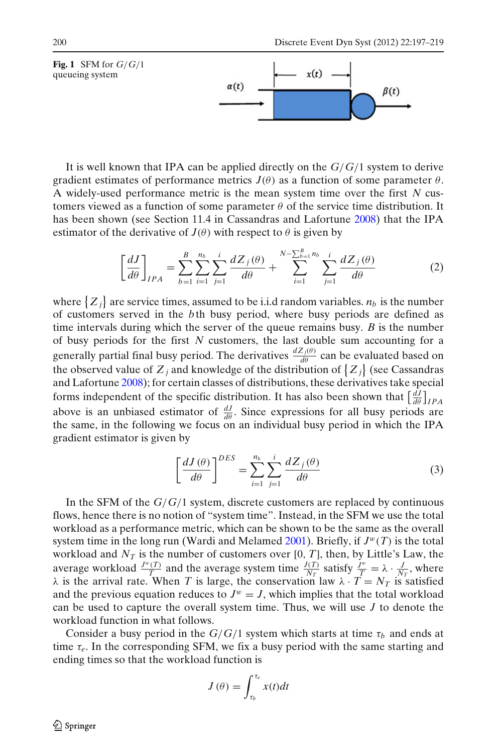**Fig. 1** SFM for $G/G/1$ queueing system

It is well known that IPA can be applied directly on the $G/G/1$ system to derive gradient estimates of performance metrics $J(\theta)$ as a function of some parameter $\theta$. A widely-used performance metric is the mean system time over the first $N$ customers viewed as a function of some parameter $\theta$ of the service time distribution. It has been shown (see Section 11.4 in Cassandras and Lafortune 2008) that the IPA estimator of the derivative of $J(\theta)$ with respect to $\theta$ is given by

$$\left[\frac{dJ}{d\theta}\right]_{IPA} = \sum_{b=1}^{B}\sum_{i=1}^{n_b}\sum_{j=1}^{i}\frac{dZ_j(\theta)}{d\theta} + \sum_{i=1}^{N-\sum_{b=1}^{B}n_b}\sum_{j=1}^{i}\frac{dZ_j(\theta)}{d\theta} \tag{2}$$

where $\{Z_j\}$ are service times, assumed to be i.i.d random variables. $n_b$ is the number of customers served in the $b$th busy period, where busy periods are defined as time intervals during which the server of the queue remains busy. $B$ is the number of busy periods for the first $N$ customers, the last double sum accounting for a generally partial final busy period. The derivatives $\frac{dZ_j(\theta)}{d\theta}$ can be evaluated based on the observed value of $Z_j$ and knowledge of the distribution of $\{Z_j\}$ (see Cassandras and Lafortune 2008); for certain classes of distributions, these derivatives take special forms independent of the specific distribution. It has also been shown that $\left[\frac{dJ}{d\theta}\right]_{IPA}$ above is an unbiased estimator of $\frac{dJ}{d\theta}$. Since expressions for all busy periods are the same, in the following we focus on an individual busy period in which the IPA gradient estimator is given by

$$\left[\frac{dJ(\theta)}{d\theta}\right]^{DES} = \sum_{i=1}^{n_b}\sum_{j=1}^{i}\frac{dZ_j(\theta)}{d\theta} \tag{3}$$

In the SFM of the $G/G/1$ system, discrete customers are replaced by continuous flows, hence there is no notion of "system time". Instead, in the SFM we use the total workload as a performance metric, which can be shown to be the same as the overall system time in the long run (Wardi and Melamed 2001). Briefly, if $J^w(T)$ is the total workload and $N_T$ is the number of customers over $[0, T]$, then, by Little's Law, the average workload $\frac{J^w(T)}{T}$ and the average system time $\frac{J(T)}{N_T}$ satisfy $\frac{J^w}{T} = \lambda \cdot \frac{J}{N_T}$, where $\lambda$ is the arrival rate. When $T$ is large, the conservation law $\lambda \cdot T = N_T$ is satisfied and the previous equation reduces to $J^w = J$, which implies that the total workload can be used to capture the overall system time. Thus, we will use $J$ to denote the workload function in what follows.

Consider a busy period in the $G/G/1$ system which starts at time $\tau_b$ and ends at time $\tau_e$. In the corresponding SFM, we fix a busy period with the same starting and ending times so that the workload function is

$$J(\theta) = \int_{\tau_b}^{\tau_e} x(t)dt$$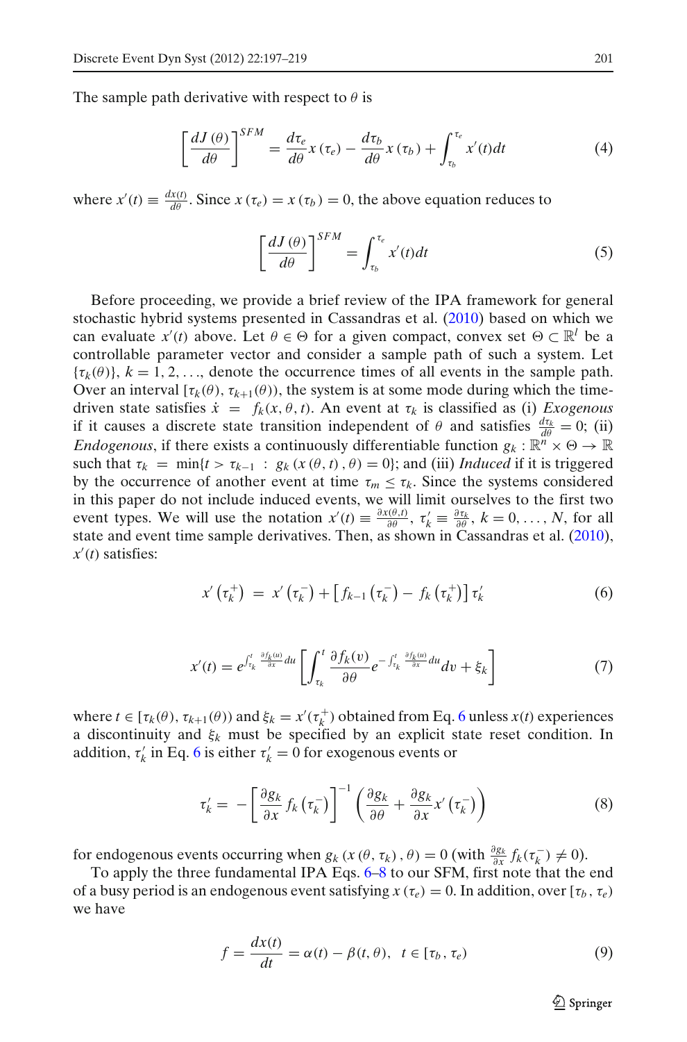The sample path derivative with respect to $\theta$ is

$$\left[\frac{dJ(\theta)}{d\theta}\right]^{SFM} = \frac{d\tau_e}{d\theta}x(\tau_e) - \frac{d\tau_b}{d\theta}x(\tau_b) + \int_{\tau_b}^{\tau_e} x'(t)dt \tag{4}$$

where $x'(t) \equiv \frac{dx(t)}{d\theta}$. Since $x(\tau_e) = x(\tau_b) = 0$, the above equation reduces to

$$\left[\frac{dJ(\theta)}{d\theta}\right]^{SFM} = \int_{\tau_b}^{\tau_e} x'(t)dt \tag{5}$$

Before proceeding, we provide a brief review of the IPA framework for general stochastic hybrid systems presented in Cassandras et al. (2010) based on which we can evaluate $x'(t)$ above. Let $\theta \in \Theta$ for a given compact, convex set $\Theta \subset \mathbb{R}^l$ be a controllable parameter vector and consider a sample path of such a system. Let $\{\tau_k(\theta)\}$, $k = 1, 2, \ldots$, denote the occurrence times of all events in the sample path. Over an interval $[\tau_k(\theta), \tau_{k+1}(\theta))$, the system is at some mode during which the time-driven state satisfies $\dot{x} = f_k(x, \theta, t)$. An event at $\tau_k$ is classified as (i) *Exogenous* if it causes a discrete state transition independent of $\theta$ and satisfies $\frac{d\tau_k}{d\theta} = 0$; (ii) *Endogenous*, if there exists a continuously differentiable function $g_k : \mathbb{R}^n \times \Theta \to \mathbb{R}$ such that $\tau_k = \min\{t > \tau_{k-1} \ : \ g_k(x(\theta, t), \theta) = 0\}$; and (iii) *Induced* if it is triggered by the occurrence of another event at time $\tau_m \leq \tau_k$. Since the systems considered in this paper do not include induced events, we will limit ourselves to the first two event types. We will use the notation $x'(t) \equiv \frac{\partial x(\theta,t)}{\partial \theta}$, $\tau_k' \equiv \frac{\partial \tau_k}{\partial \theta}$, $k = 0, \ldots, N$, for all state and event time sample derivatives. Then, as shown in Cassandras et al. (2010), $x'(t)$ satisfies:

$$x'\left(\tau_k^+\right) = x'\left(\tau_k^-\right) + \left[f_{k-1}\left(\tau_k^-\right) - f_k\left(\tau_k^+\right)\right]\tau_k' \tag{6}$$

$$x'(t) = e^{\int_{\tau_k}^{t} \frac{\partial f_k(u)}{\partial x} du}\left[\int_{\tau_k}^{t} \frac{\partial f_k(v)}{\partial \theta} e^{-\int_{\tau_k}^{t} \frac{\partial f_k(u)}{\partial x} du} dv + \xi_k\right] \tag{7}$$

where $t \in [\tau_k(\theta), \tau_{k+1}(\theta))$ and $\xi_k = x'(\tau_k^+)$ obtained from Eq. 6 unless $x(t)$ experiences a discontinuity and $\xi_k$ must be specified by an explicit state reset condition. In addition, $\tau_k'$ in Eq. 6 is either $\tau_k' = 0$ for exogenous events or

$$\tau_k' = -\left[\frac{\partial g_k}{\partial x} f_k\left(\tau_k^-\right)\right]^{-1}\left(\frac{\partial g_k}{\partial \theta} + \frac{\partial g_k}{\partial x} x'\left(\tau_k^-\right)\right) \tag{8}$$

for endogenous events occurring when $g_k(x(\theta, \tau_k), \theta) = 0$ (with $\frac{\partial g_k}{\partial x} f_k(\tau_k^-) \neq 0$).

To apply the three fundamental IPA Eqs. 6–8 to our SFM, first note that the end of a busy period is an endogenous event satisfying $x(\tau_e) = 0$. In addition, over $[\tau_b, \tau_e)$ we have

$$f = \frac{dx(t)}{dt} = \alpha(t) - \beta(t, \theta), \quad t \in [\tau_b, \tau_e) \tag{9}$$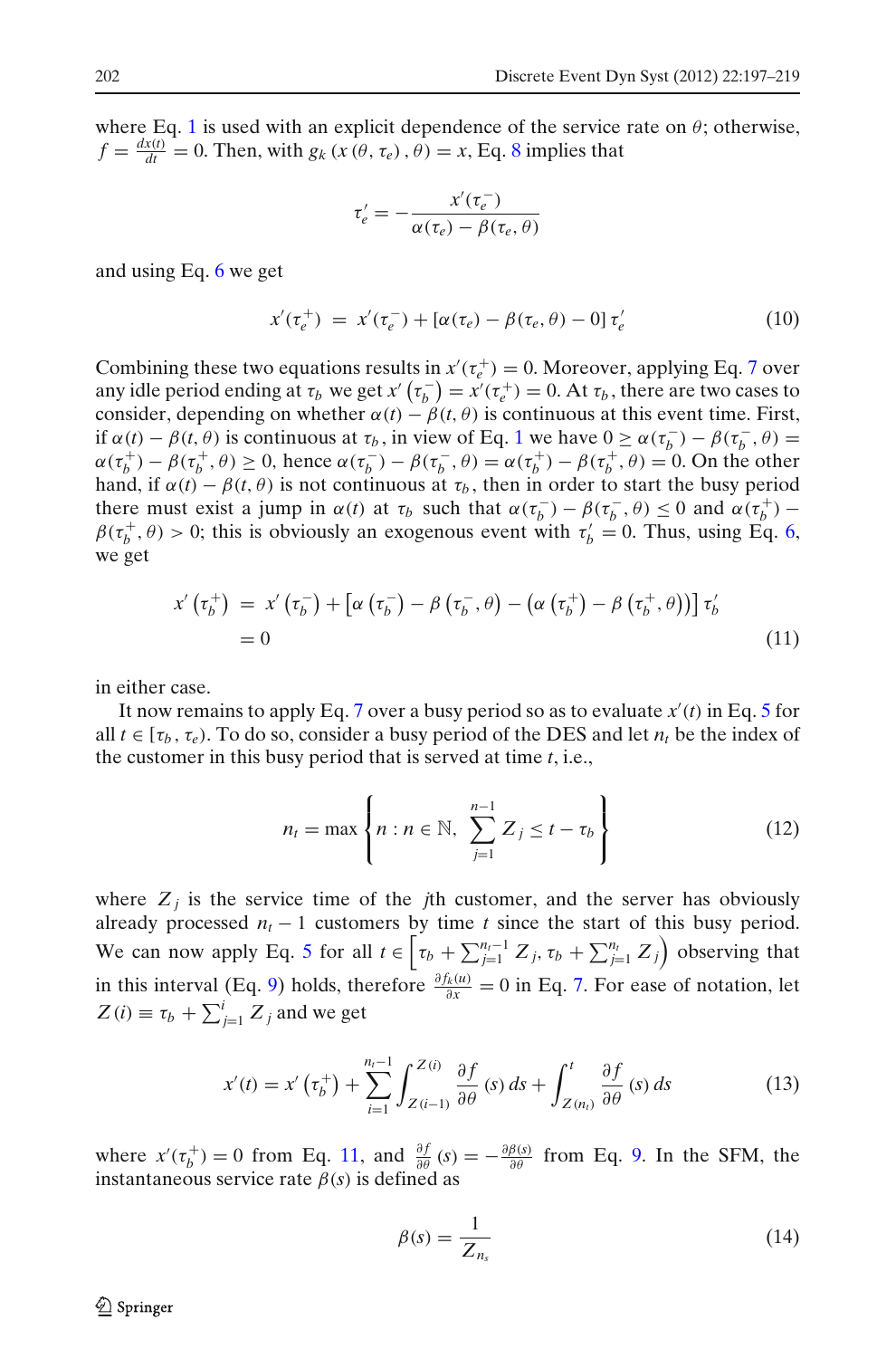where Eq. 1 is used with an explicit dependence of the service rate on $\theta$; otherwise, $f = \frac{dx(t)}{dt} = 0$. Then, with $g_k(x(\theta, \tau_e), \theta) = x$, Eq. 8 implies that

$$\tau_e' = -\frac{x'(\tau_e^-)}{\alpha(\tau_e) - \beta(\tau_e, \theta)}$$

and using Eq. 6 we get

$$x'(\tau_e^+) = x'(\tau_e^-) + [\alpha(\tau_e) - \beta(\tau_e, \theta) - 0]\, \tau_e' \tag{10}$$

Combining these two equations results in $x'(\tau_e^+) = 0$. Moreover, applying Eq. 7 over any idle period ending at $\tau_b$ we get $x'(\tau_b^-) = x'(\tau_e^+) = 0$. At $\tau_b$, there are two cases to consider, depending on whether $\alpha(t) - \beta(t, \theta)$ is continuous at this event time. First, if $\alpha(t) - \beta(t, \theta)$ is continuous at $\tau_b$, in view of Eq. 1 we have $0 \geq \alpha(\tau_b^-) - \beta(\tau_b^-, \theta) = \alpha(\tau_b^+) - \beta(\tau_b^+, \theta) \geq 0$, hence $\alpha(\tau_b^-) - \beta(\tau_b^-, \theta) = \alpha(\tau_b^+) - \beta(\tau_b^+, \theta) = 0$. On the other hand, if $\alpha(t) - \beta(t, \theta)$ is not continuous at $\tau_b$, then in order to start the busy period there must exist a jump in $\alpha(t)$ at $\tau_b$ such that $\alpha(\tau_b^-) - \beta(\tau_b^-, \theta) \leq 0$ and $\alpha(\tau_b^+) - \beta(\tau_b^+, \theta) > 0$; this is obviously an exogenous event with $\tau_b' = 0$. Thus, using Eq. 6, we get

$$\begin{aligned} x'\left(\tau_b^+\right) &= x'\left(\tau_b^-\right) + \left[\alpha\left(\tau_b^-\right) - \beta\left(\tau_b^-, \theta\right) - \left(\alpha\left(\tau_b^+\right) - \beta\left(\tau_b^+, \theta\right)\right)\right] \tau_b' \\ &= 0 \end{aligned} \tag{11}$$

in either case.

It now remains to apply Eq. 7 over a busy period so as to evaluate $x'(t)$ in Eq. 5 for all $t \in [\tau_b, \tau_e)$. To do so, consider a busy period of the DES and let $n_t$ be the index of the customer in this busy period that is served at time $t$, i.e.,

$$n_t = \max\left\{ n : n \in \mathbb{N},\ \sum_{j=1}^{n-1} Z_j \leq t - \tau_b \right\} \tag{12}$$

where $Z_j$ is the service time of the $j$th customer, and the server has obviously already processed $n_t - 1$ customers by time $t$ since the start of this busy period. We can now apply Eq. 5 for all $t \in \left[\tau_b + \sum_{j=1}^{n_t-1} Z_j, \tau_b + \sum_{j=1}^{n_t} Z_j\right)$ observing that in this interval (Eq. 9) holds, therefore $\frac{\partial f_k(u)}{\partial x} = 0$ in Eq. 7. For ease of notation, let $Z(i) \equiv \tau_b + \sum_{j=1}^{i} Z_j$ and we get

$$x'(t) = x'\left(\tau_b^+\right) + \sum_{i=1}^{n_t-1} \int_{Z(i-1)}^{Z(i)} \frac{\partial f}{\partial \theta}(s)\, ds + \int_{Z(n_t)}^{t} \frac{\partial f}{\partial \theta}(s)\, ds \tag{13}$$

where $x'(\tau_b^+) = 0$ from Eq. 11, and $\frac{\partial f}{\partial \theta}(s) = -\frac{\partial \beta(s)}{\partial \theta}$ from Eq. 9. In the SFM, the instantaneous service rate $\beta(s)$ is defined as

$$\beta(s) = \frac{1}{Z_{n_s}} \tag{14}$$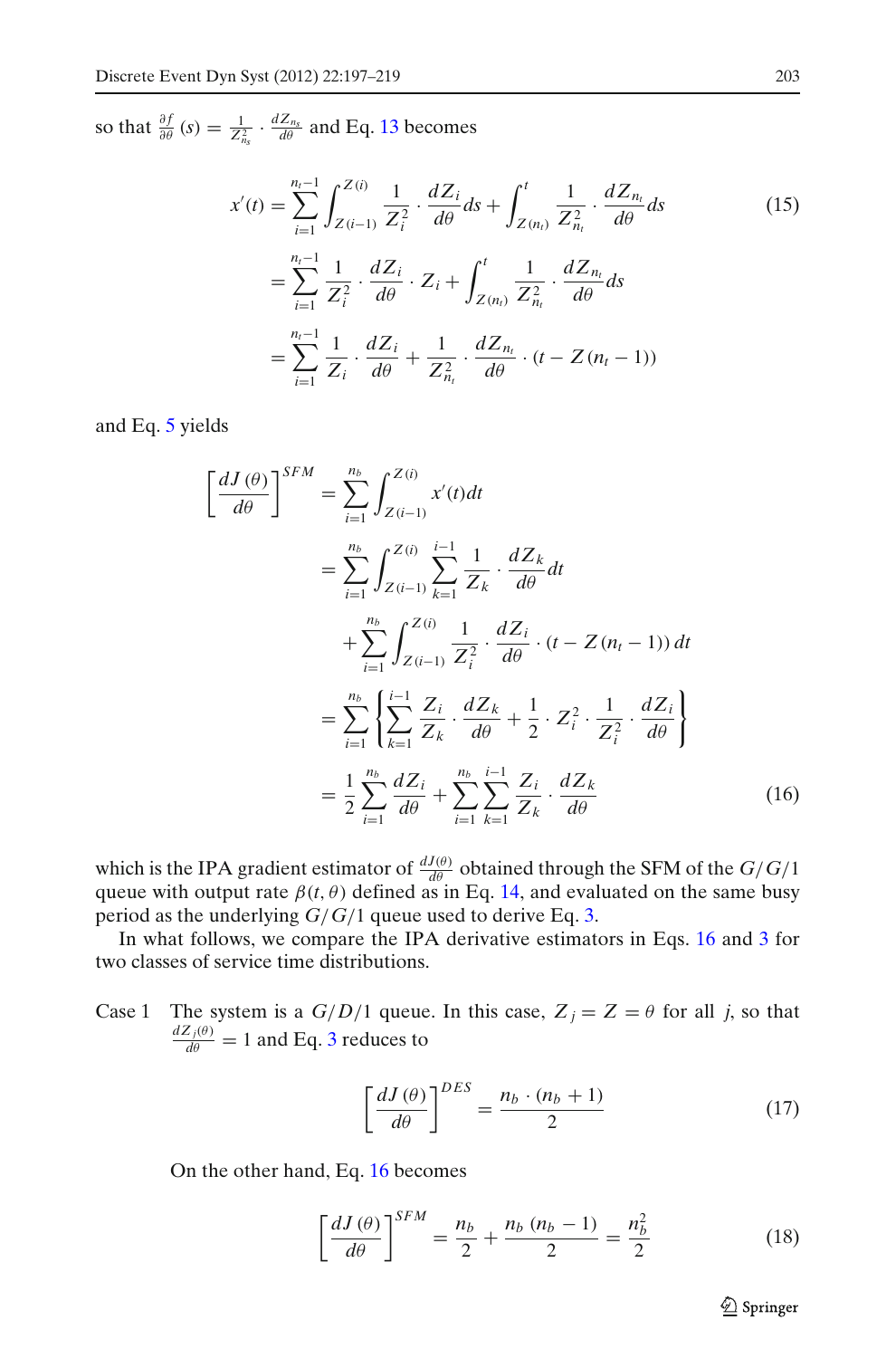so that $\frac{\partial f}{\partial \theta}(s) = \frac{1}{Z_{n_s}^2} \cdot \frac{dZ_{n_s}}{d\theta}$ and Eq. 13 becomes

$$
\begin{aligned}
x'(t) &= \sum_{i=1}^{n_t-1} \int_{Z(i-1)}^{Z(i)} \frac{1}{Z_i^2} \cdot \frac{dZ_i}{d\theta} ds + \int_{Z(n_t)}^{t} \frac{1}{Z_{n_t}^2} \cdot \frac{dZ_{n_t}}{d\theta} ds \\
&= \sum_{i=1}^{n_t-1} \frac{1}{Z_i^2} \cdot \frac{dZ_i}{d\theta} \cdot Z_i + \int_{Z(n_t)}^{t} \frac{1}{Z_{n_t}^2} \cdot \frac{dZ_{n_t}}{d\theta} ds \\
&= \sum_{i=1}^{n_t-1} \frac{1}{Z_i} \cdot \frac{dZ_i}{d\theta} + \frac{1}{Z_{n_t}^2} \cdot \frac{dZ_{n_t}}{d\theta} \cdot (t - Z(n_t - 1))
\end{aligned}
\tag{15}
$$

and Eq. 5 yields

$$
\begin{aligned}
\left[\frac{dJ(\theta)}{d\theta}\right]^{SFM} &= \sum_{i=1}^{n_b} \int_{Z(i-1)}^{Z(i)} x'(t) dt \\
&= \sum_{i=1}^{n_b} \int_{Z(i-1)}^{Z(i)} \sum_{k=1}^{i-1} \frac{1}{Z_k} \cdot \frac{dZ_k}{d\theta} dt \\
&\quad + \sum_{i=1}^{n_b} \int_{Z(i-1)}^{Z(i)} \frac{1}{Z_i^2} \cdot \frac{dZ_i}{d\theta} \cdot (t - Z(n_t - 1))\, dt \\
&= \sum_{i=1}^{n_b} \left\{ \sum_{k=1}^{i-1} \frac{Z_i}{Z_k} \cdot \frac{dZ_k}{d\theta} + \frac{1}{2} \cdot Z_i^2 \cdot \frac{1}{Z_i^2} \cdot \frac{dZ_i}{d\theta} \right\} \\
&= \frac{1}{2} \sum_{i=1}^{n_b} \frac{dZ_i}{d\theta} + \sum_{i=1}^{n_b} \sum_{k=1}^{i-1} \frac{Z_i}{Z_k} \cdot \frac{dZ_k}{d\theta}
\end{aligned}
\tag{16}
$$

which is the IPA gradient estimator of $\frac{dJ(\theta)}{d\theta}$ obtained through the SFM of the $G/G/1$ queue with output rate $\beta(t, \theta)$ defined as in Eq. 14, and evaluated on the same busy period as the underlying $G/G/1$ queue used to derive Eq. 3.

In what follows, we compare the IPA derivative estimators in Eqs. 16 and 3 for two classes of service time distributions.

Case 1 The system is a $G/D/1$ queue. In this case, $Z_j = Z = \theta$ for all $j$, so that $\frac{dZ_j(\theta)}{d\theta} = 1$ and Eq. 3 reduces to

$$
\left[\frac{dJ(\theta)}{d\theta}\right]^{DES} = \frac{n_b \cdot (n_b + 1)}{2}
\tag{17}
$$

On the other hand, Eq. 16 becomes

$$
\left[\frac{dJ(\theta)}{d\theta}\right]^{SFM} = \frac{n_b}{2} + \frac{n_b\,(n_b - 1)}{2} = \frac{n_b^2}{2}
\tag{18}
$$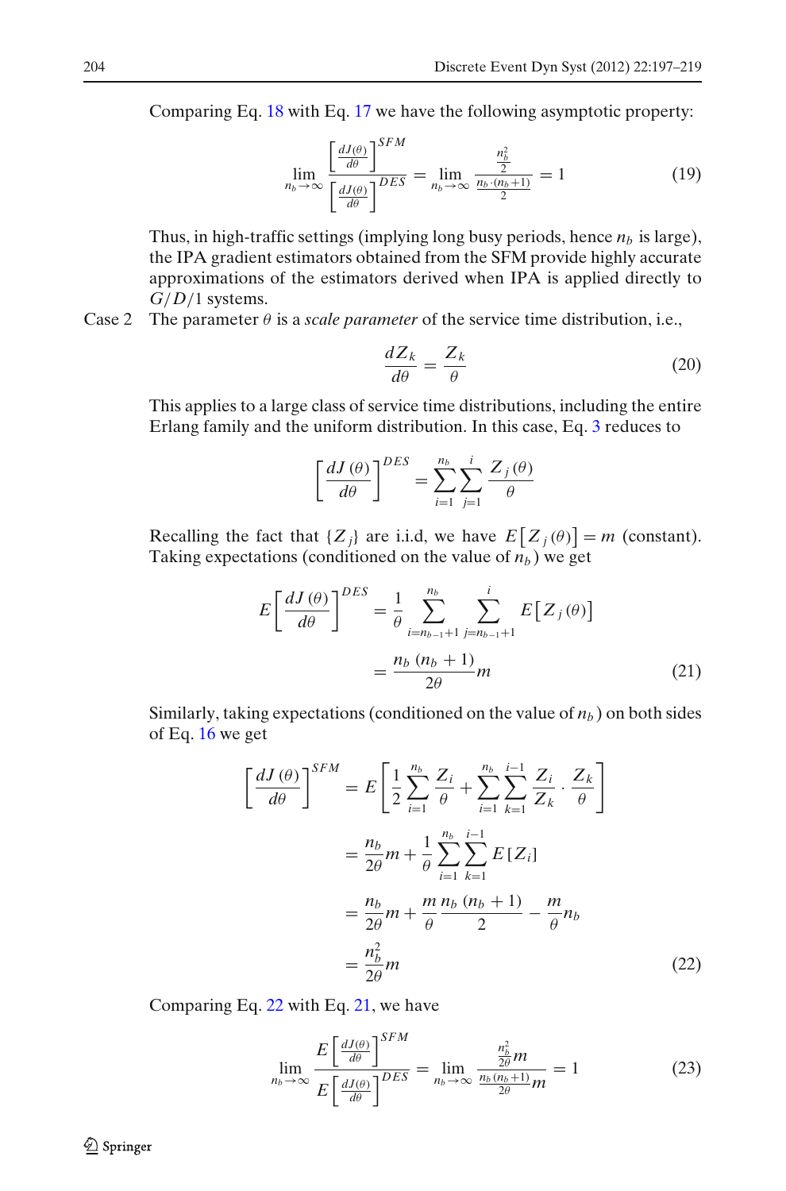Comparing Eq. 18 with Eq. 17 we have the following asymptotic property:

$$\lim_{n_b \to \infty} \frac{\left[\frac{dJ(\theta)}{d\theta}\right]^{SFM}}{\left[\frac{dJ(\theta)}{d\theta}\right]^{DES}} = \lim_{n_b \to \infty} \frac{\frac{n_b^2}{2}}{\frac{n_b \cdot (n_b+1)}{2}} = 1 \tag{19}$$

Thus, in high-traffic settings (implying long busy periods, hence $n_b$ is large), the IPA gradient estimators obtained from the SFM provide highly accurate approximations of the estimators derived when IPA is applied directly to $G/D/1$ systems.

Case 2 The parameter $\theta$ is a *scale parameter* of the service time distribution, i.e.,

$$\frac{dZ_k}{d\theta} = \frac{Z_k}{\theta} \tag{20}$$

This applies to a large class of service time distributions, including the entire Erlang family and the uniform distribution. In this case, Eq. 3 reduces to

$$\left[\frac{dJ(\theta)}{d\theta}\right]^{DES} = \sum_{i=1}^{n_b} \sum_{j=1}^{i} \frac{Z_j(\theta)}{\theta}$$

Recalling the fact that $\{Z_j\}$ are i.i.d, we have $E\left[Z_j(\theta)\right] = m$ (constant). Taking expectations (conditioned on the value of $n_b$) we get

$$\begin{aligned} E\left[\frac{dJ(\theta)}{d\theta}\right]^{DES} &= \frac{1}{\theta} \sum_{i=n_{b-1}+1}^{n_b} \sum_{j=n_{b-1}+1}^{i} E\left[Z_j(\theta)\right] \\ &= \frac{n_b(n_b+1)}{2\theta} m \end{aligned} \tag{21}$$

Similarly, taking expectations (conditioned on the value of $n_b$) on both sides of Eq. 16 we get

$$\begin{aligned} \left[\frac{dJ(\theta)}{d\theta}\right]^{SFM} &= E\left[\frac{1}{2}\sum_{i=1}^{n_b} \frac{Z_i}{\theta} + \sum_{i=1}^{n_b}\sum_{k=1}^{i-1} \frac{Z_i}{Z_k} \cdot \frac{Z_k}{\theta}\right] \\ &= \frac{n_b}{2\theta} m + \frac{1}{\theta} \sum_{i=1}^{n_b}\sum_{k=1}^{i-1} E\left[Z_i\right] \\ &= \frac{n_b}{2\theta} m + \frac{m}{\theta} \frac{n_b(n_b+1)}{2} - \frac{m}{\theta} n_b \\ &= \frac{n_b^2}{2\theta} m \end{aligned} \tag{22}$$

Comparing Eq. 22 with Eq. 21, we have

$$\lim_{n_b \to \infty} \frac{E\left[\frac{dJ(\theta)}{d\theta}\right]^{SFM}}{E\left[\frac{dJ(\theta)}{d\theta}\right]^{DES}} = \lim_{n_b \to \infty} \frac{\frac{n_b^2}{2\theta} m}{\frac{n_b(n_b+1)}{2\theta} m} = 1 \tag{23}$$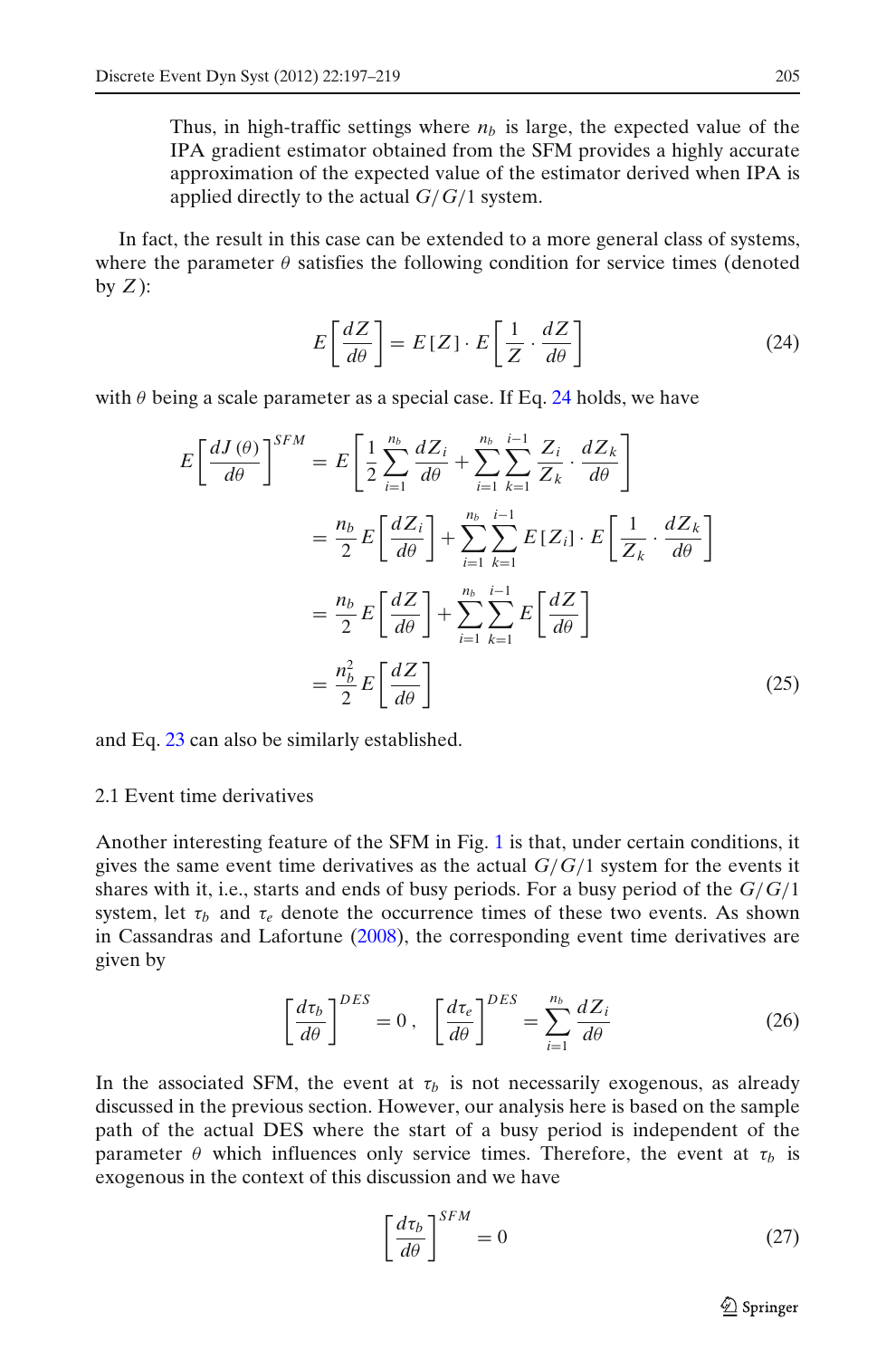Thus, in high-traffic settings where $n_b$ is large, the expected value of the IPA gradient estimator obtained from the SFM provides a highly accurate approximation of the expected value of the estimator derived when IPA is applied directly to the actual $G/G/1$ system.

In fact, the result in this case can be extended to a more general class of systems, where the parameter $\theta$ satisfies the following condition for service times (denoted by $Z$):

$$E\left[\frac{dZ}{d\theta}\right] = E\left[Z\right] \cdot E\left[\frac{1}{Z} \cdot \frac{dZ}{d\theta}\right] \tag{24}$$

with $\theta$ being a scale parameter as a special case. If Eq. 24 holds, we have

$$\begin{aligned}
E\left[\frac{dJ(\theta)}{d\theta}\right]^{SFM} &= E\left[\frac{1}{2}\sum_{i=1}^{n_b}\frac{dZ_i}{d\theta} + \sum_{i=1}^{n_b}\sum_{k=1}^{i-1}\frac{Z_i}{Z_k}\cdot\frac{dZ_k}{d\theta}\right] \\
&= \frac{n_b}{2}E\left[\frac{dZ_i}{d\theta}\right] + \sum_{i=1}^{n_b}\sum_{k=1}^{i-1}E\left[Z_i\right]\cdot E\left[\frac{1}{Z_k}\cdot\frac{dZ_k}{d\theta}\right] \\
&= \frac{n_b}{2}E\left[\frac{dZ}{d\theta}\right] + \sum_{i=1}^{n_b}\sum_{k=1}^{i-1}E\left[\frac{dZ}{d\theta}\right] \\
&= \frac{n_b^2}{2}E\left[\frac{dZ}{d\theta}\right]
\end{aligned} \tag{25}$$

and Eq. 23 can also be similarly established.

## 2.1 Event time derivatives

Another interesting feature of the SFM in Fig. 1 is that, under certain conditions, it gives the same event time derivatives as the actual $G/G/1$ system for the events it shares with it, i.e., starts and ends of busy periods. For a busy period of the $G/G/1$ system, let $\tau_b$ and $\tau_e$ denote the occurrence times of these two events. As shown in Cassandras and Lafortune (2008), the corresponding event time derivatives are given by

$$\left[\frac{d\tau_b}{d\theta}\right]^{DES} = 0\,, \quad \left[\frac{d\tau_e}{d\theta}\right]^{DES} = \sum_{i=1}^{n_b}\frac{dZ_i}{d\theta} \tag{26}$$

In the associated SFM, the event at $\tau_b$ is not necessarily exogenous, as already discussed in the previous section. However, our analysis here is based on the sample path of the actual DES where the start of a busy period is independent of the parameter $\theta$ which influences only service times. Therefore, the event at $\tau_b$ is exogenous in the context of this discussion and we have

$$\left[\frac{d\tau_b}{d\theta}\right]^{SFM} = 0 \tag{27}$$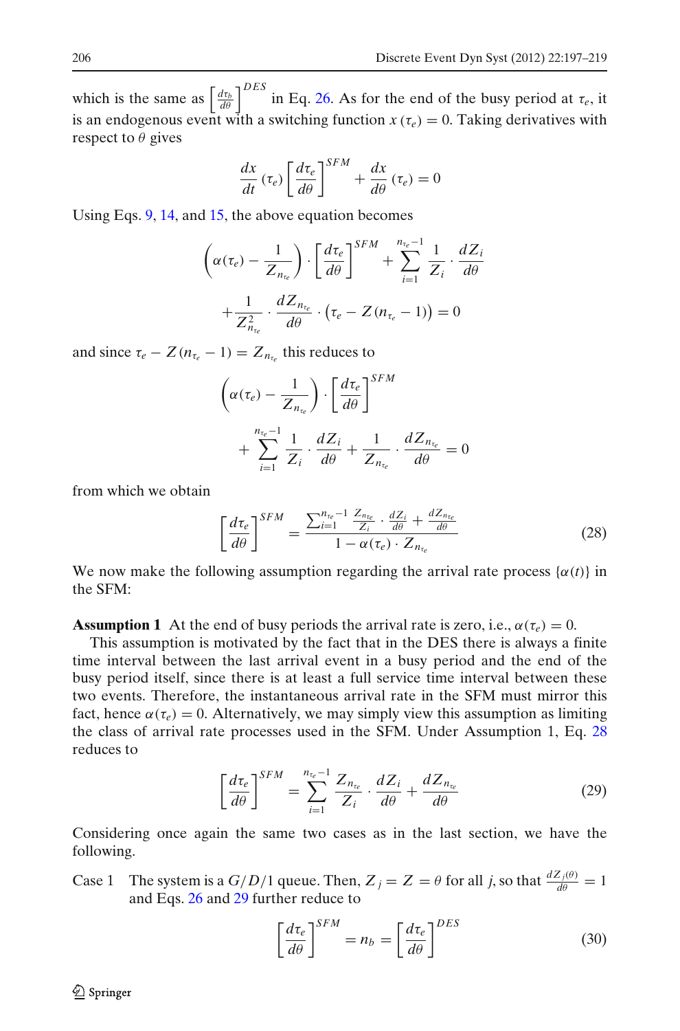which is the same as $\left[\frac{d\tau_b}{d\theta}\right]^{DES}$ in Eq. 26. As for the end of the busy period at $\tau_e$, it is an endogenous event with a switching function $x(\tau_e) = 0$. Taking derivatives with respect to $\theta$ gives

$$\frac{dx}{dt}(\tau_e)\left[\frac{d\tau_e}{d\theta}\right]^{SFM} + \frac{dx}{d\theta}(\tau_e) = 0$$

Using Eqs. 9, 14, and 15, the above equation becomes

$$\left(\alpha(\tau_e) - \frac{1}{Z_{n_{\tau_e}}}\right) \cdot \left[\frac{d\tau_e}{d\theta}\right]^{SFM} + \sum_{i=1}^{n_{\tau_e}-1} \frac{1}{Z_i} \cdot \frac{dZ_i}{d\theta}$$

$$+ \frac{1}{Z_{n_{\tau_e}}^2} \cdot \frac{dZ_{n_{\tau_e}}}{d\theta} \cdot \left(\tau_e - Z(n_{\tau_e} - 1)\right) = 0$$

and since $\tau_e - Z(n_{\tau_e} - 1) = Z_{n_{\tau_e}}$ this reduces to

$$\left(\alpha(\tau_e) - \frac{1}{Z_{n_{\tau_e}}}\right) \cdot \left[\frac{d\tau_e}{d\theta}\right]^{SFM}$$

$$+ \sum_{i=1}^{n_{\tau_e}-1} \frac{1}{Z_i} \cdot \frac{dZ_i}{d\theta} + \frac{1}{Z_{n_{\tau_e}}} \cdot \frac{dZ_{n_{\tau_e}}}{d\theta} = 0$$

from which we obtain

$$\left[\frac{d\tau_e}{d\theta}\right]^{SFM} = \frac{\sum_{i=1}^{n_{\tau_e}-1} \frac{Z_{n_{\tau_e}}}{Z_i} \cdot \frac{dZ_i}{d\theta} + \frac{dZ_{n_{\tau_e}}}{d\theta}}{1 - \alpha(\tau_e) \cdot Z_{n_{\tau_e}}} \tag{28}$$

We now make the following assumption regarding the arrival rate process $\{\alpha(t)\}$ in the SFM:

**Assumption 1** At the end of busy periods the arrival rate is zero, i.e., $\alpha(\tau_e) = 0$.

This assumption is motivated by the fact that in the DES there is always a finite time interval between the last arrival event in a busy period and the end of the busy period itself, since there is at least a full service time interval between these two events. Therefore, the instantaneous arrival rate in the SFM must mirror this fact, hence $\alpha(\tau_e) = 0$. Alternatively, we may simply view this assumption as limiting the class of arrival rate processes used in the SFM. Under Assumption 1, Eq. 28 reduces to

$$\left[\frac{d\tau_e}{d\theta}\right]^{SFM} = \sum_{i=1}^{n_{\tau_e}-1} \frac{Z_{n_{\tau_e}}}{Z_i} \cdot \frac{dZ_i}{d\theta} + \frac{dZ_{n_{\tau_e}}}{d\theta} \tag{29}$$

Considering once again the same two cases as in the last section, we have the following.

Case 1 The system is a $G/D/1$ queue. Then, $Z_j = Z = \theta$ for all $j$, so that $\frac{dZ_j(\theta)}{d\theta} = 1$ and Eqs. 26 and 29 further reduce to

$$\left[\frac{d\tau_e}{d\theta}\right]^{SFM} = n_b = \left[\frac{d\tau_e}{d\theta}\right]^{DES} \tag{30}$$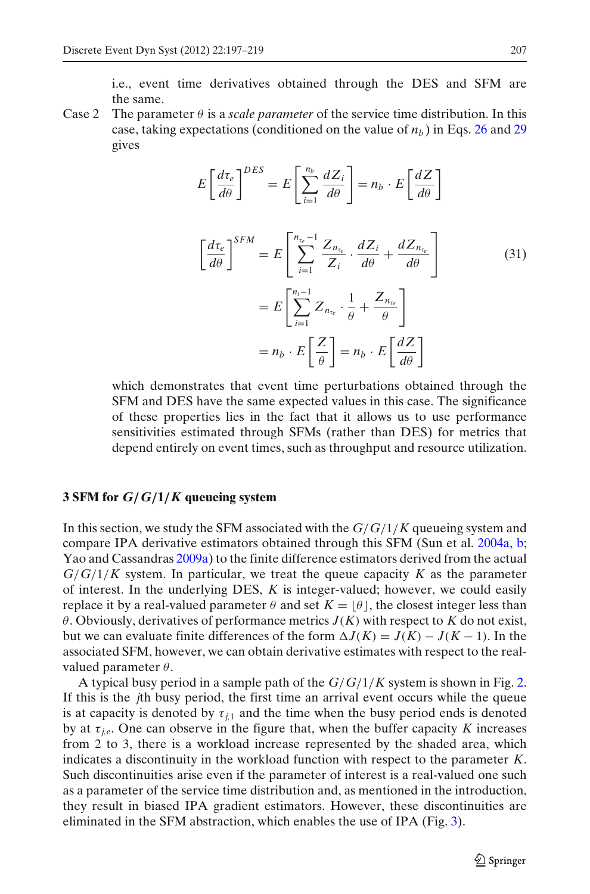i.e., event time derivatives obtained through the DES and SFM are the same.

Case 2 The parameter $\theta$ is a *scale parameter* of the service time distribution. In this case, taking expectations (conditioned on the value of $n_b$) in Eqs. 26 and 29 gives

$$E\left[\frac{d\tau_e}{d\theta}\right]^{DES} = E\left[\sum_{i=1}^{n_b} \frac{dZ_i}{d\theta}\right] = n_b \cdot E\left[\frac{dZ}{d\theta}\right]$$

$$\begin{aligned}
\left[\frac{d\tau_e}{d\theta}\right]^{SFM} &= E\left[\sum_{i=1}^{n_{\tau_e}-1} \frac{Z_{n_{\tau_e}}}{Z_i} \cdot \frac{dZ_i}{d\theta} + \frac{dZ_{n_{\tau_e}}}{d\theta}\right] \\
&= E\left[\sum_{i=1}^{n_t-1} Z_{n_{\tau_e}} \cdot \frac{1}{\theta} + \frac{Z_{n_{\tau_e}}}{\theta}\right] \\
&= n_b \cdot E\left[\frac{Z}{\theta}\right] = n_b \cdot E\left[\frac{dZ}{d\theta}\right]
\end{aligned} \tag{31}$$

which demonstrates that event time perturbations obtained through the SFM and DES have the same expected values in this case. The significance of these properties lies in the fact that it allows us to use performance sensitivities estimated through SFMs (rather than DES) for metrics that depend entirely on event times, such as throughput and resource utilization.

## 3 SFM for $G/G/1/K$ queueing system

In this section, we study the SFM associated with the $G/G/1/K$ queueing system and compare IPA derivative estimators obtained through this SFM (Sun et al. 2004a, b; Yao and Cassandras 2009a) to the finite difference estimators derived from the actual $G/G/1/K$ system. In particular, we treat the queue capacity $K$ as the parameter of interest. In the underlying DES, $K$ is integer-valued; however, we could easily replace it by a real-valued parameter $\theta$ and set $K = \lfloor \theta \rfloor$, the closest integer less than $\theta$. Obviously, derivatives of performance metrics $J(K)$ with respect to $K$ do not exist, but we can evaluate finite differences of the form $\Delta J(K) = J(K) - J(K-1)$. In the associated SFM, however, we can obtain derivative estimates with respect to the real-valued parameter $\theta$.

A typical busy period in a sample path of the $G/G/1/K$ system is shown in Fig. 2. If this is the $j$th busy period, the first time an arrival event occurs while the queue is at capacity is denoted by $\tau_{j,1}$ and the time when the busy period ends is denoted by at $\tau_{j,e}$. One can observe in the figure that, when the buffer capacity $K$ increases from 2 to 3, there is a workload increase represented by the shaded area, which indicates a discontinuity in the workload function with respect to the parameter $K$. Such discontinuities arise even if the parameter of interest is a real-valued one such as a parameter of the service time distribution and, as mentioned in the introduction, they result in biased IPA gradient estimators. However, these discontinuities are eliminated in the SFM abstraction, which enables the use of IPA (Fig. 3).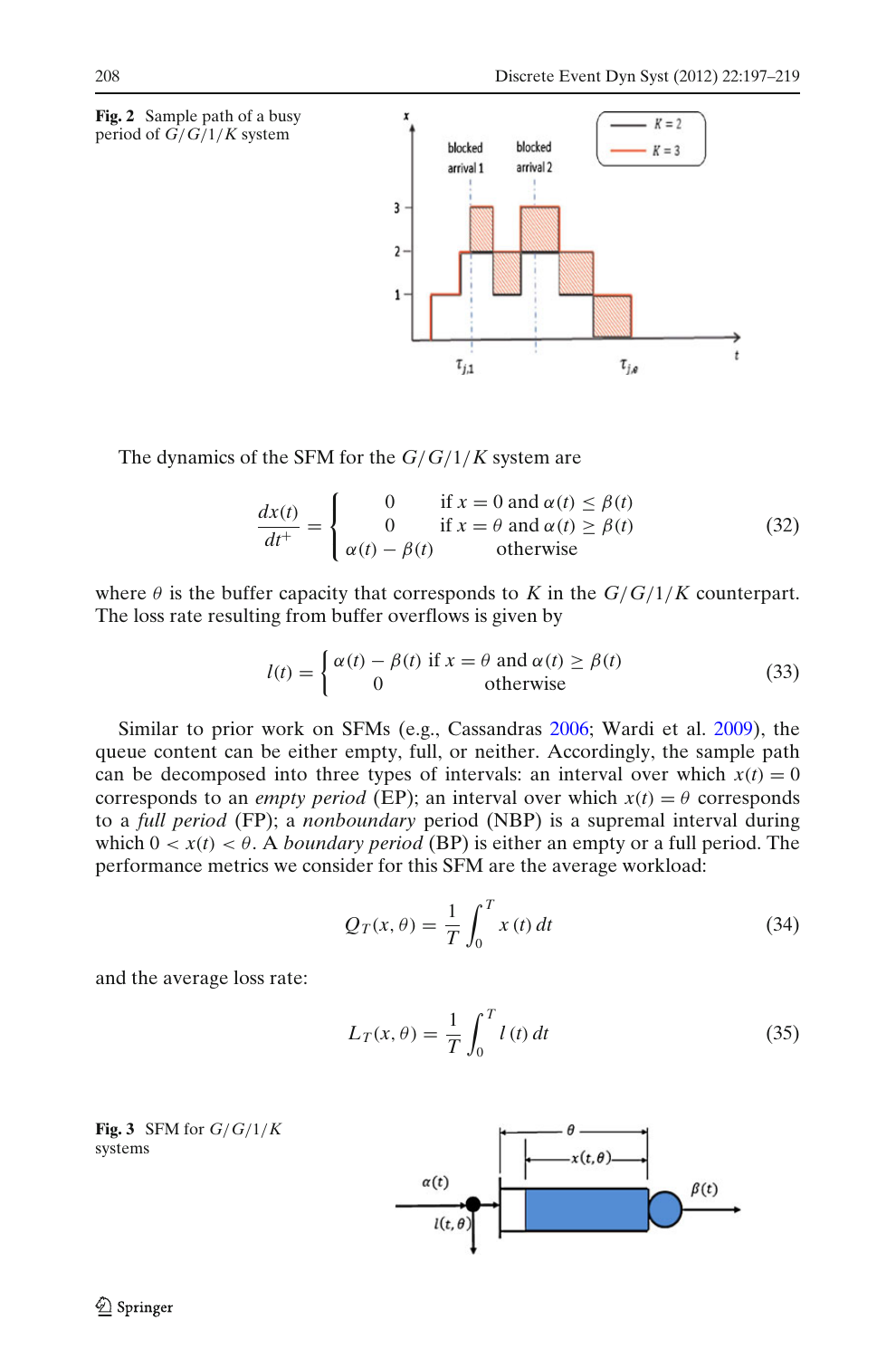**Fig. 2** Sample path of a busy period of $G/G/1/K$ system

The dynamics of the SFM for the $G/G/1/K$ system are

$$\frac{dx(t)}{dt^+} = \begin{cases} 0 & \text{if } x = 0 \text{ and } \alpha(t) \leq \beta(t) \\ 0 & \text{if } x = \theta \text{ and } \alpha(t) \geq \beta(t) \\ \alpha(t) - \beta(t) & \text{otherwise} \end{cases} \tag{32}$$

where $\theta$ is the buffer capacity that corresponds to $K$ in the $G/G/1/K$ counterpart. The loss rate resulting from buffer overflows is given by

$$l(t) = \begin{cases} \alpha(t) - \beta(t) & \text{if } x = \theta \text{ and } \alpha(t) \geq \beta(t) \\ 0 & \text{otherwise} \end{cases} \tag{33}$$

Similar to prior work on SFMs (e.g., Cassandras 2006; Wardi et al. 2009), the queue content can be either empty, full, or neither. Accordingly, the sample path can be decomposed into three types of intervals: an interval over which $x(t) = 0$ corresponds to an *empty period* (EP); an interval over which $x(t) = \theta$ corresponds to a *full period* (FP); a *nonboundary* period (NBP) is a supremal interval during which $0 < x(t) < \theta$. A *boundary period* (BP) is either an empty or a full period. The performance metrics we consider for this SFM are the average workload:

$$Q_T(x, \theta) = \frac{1}{T} \int_0^T x(t)\, dt \tag{34}$$

and the average loss rate:

$$L_T(x, \theta) = \frac{1}{T} \int_0^T l(t)\, dt \tag{35}$$

**Fig. 3** SFM for $G/G/1/K$ systems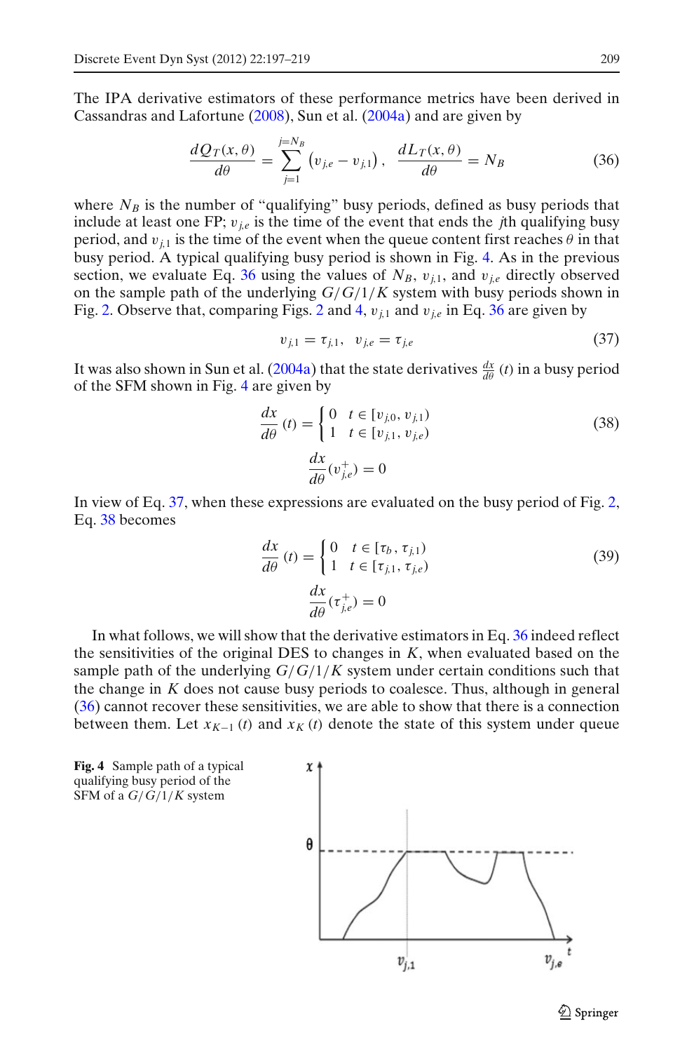The IPA derivative estimators of these performance metrics have been derived in Cassandras and Lafortune (2008), Sun et al. (2004a) and are given by

$$\frac{dQ_T(x,\theta)}{d\theta} = \sum_{j=1}^{j=N_B} \left(v_{j,e} - v_{j,1}\right), \quad \frac{dL_T(x,\theta)}{d\theta} = N_B \tag{36}$$

where $N_B$ is the number of "qualifying" busy periods, defined as busy periods that include at least one FP; $v_{j,e}$ is the time of the event that ends the $j$th qualifying busy period, and $v_{j,1}$ is the time of the event when the queue content first reaches $\theta$ in that busy period. A typical qualifying busy period is shown in Fig. 4. As in the previous section, we evaluate Eq. 36 using the values of $N_B$, $v_{j,1}$, and $v_{j,e}$ directly observed on the sample path of the underlying $G/G/1/K$ system with busy periods shown in Fig. 2. Observe that, comparing Figs. 2 and 4, $v_{j,1}$ and $v_{j,e}$ in Eq. 36 are given by

$$v_{j,1} = \tau_{j,1}, \quad v_{j,e} = \tau_{j,e} \tag{37}$$

It was also shown in Sun et al. (2004a) that the state derivatives $\frac{dx}{d\theta}(t)$ in a busy period of the SFM shown in Fig. 4 are given by

$$\frac{dx}{d\theta}(t) = \begin{cases} 0 & t \in [v_{j,0}, v_{j,1}) \\ 1 & t \in [v_{j,1}, v_{j,e}) \end{cases} \tag{38}$$

$$\frac{dx}{d\theta}(v_{j,e}^{+}) = 0$$

In view of Eq. 37, when these expressions are evaluated on the busy period of Fig. 2, Eq. 38 becomes

$$\frac{dx}{d\theta}(t) = \begin{cases} 0 & t \in [\tau_b, \tau_{j,1}) \\ 1 & t \in [\tau_{j,1}, \tau_{j,e}) \end{cases} \tag{39}$$

$$\frac{dx}{d\theta}(\tau_{j,e}^{+}) = 0$$

In what follows, we will show that the derivative estimators in Eq. 36 indeed reflect the sensitivities of the original DES to changes in $K$, when evaluated based on the sample path of the underlying $G/G/1/K$ system under certain conditions such that the change in $K$ does not cause busy periods to coalesce. Thus, although in general (36) cannot recover these sensitivities, we are able to show that there is a connection between them. Let $x_{K-1}(t)$ and $x_K(t)$ denote the state of this system under queue

**Fig. 4** Sample path of a typical qualifying busy period of the SFM of a $G/G/1/K$ system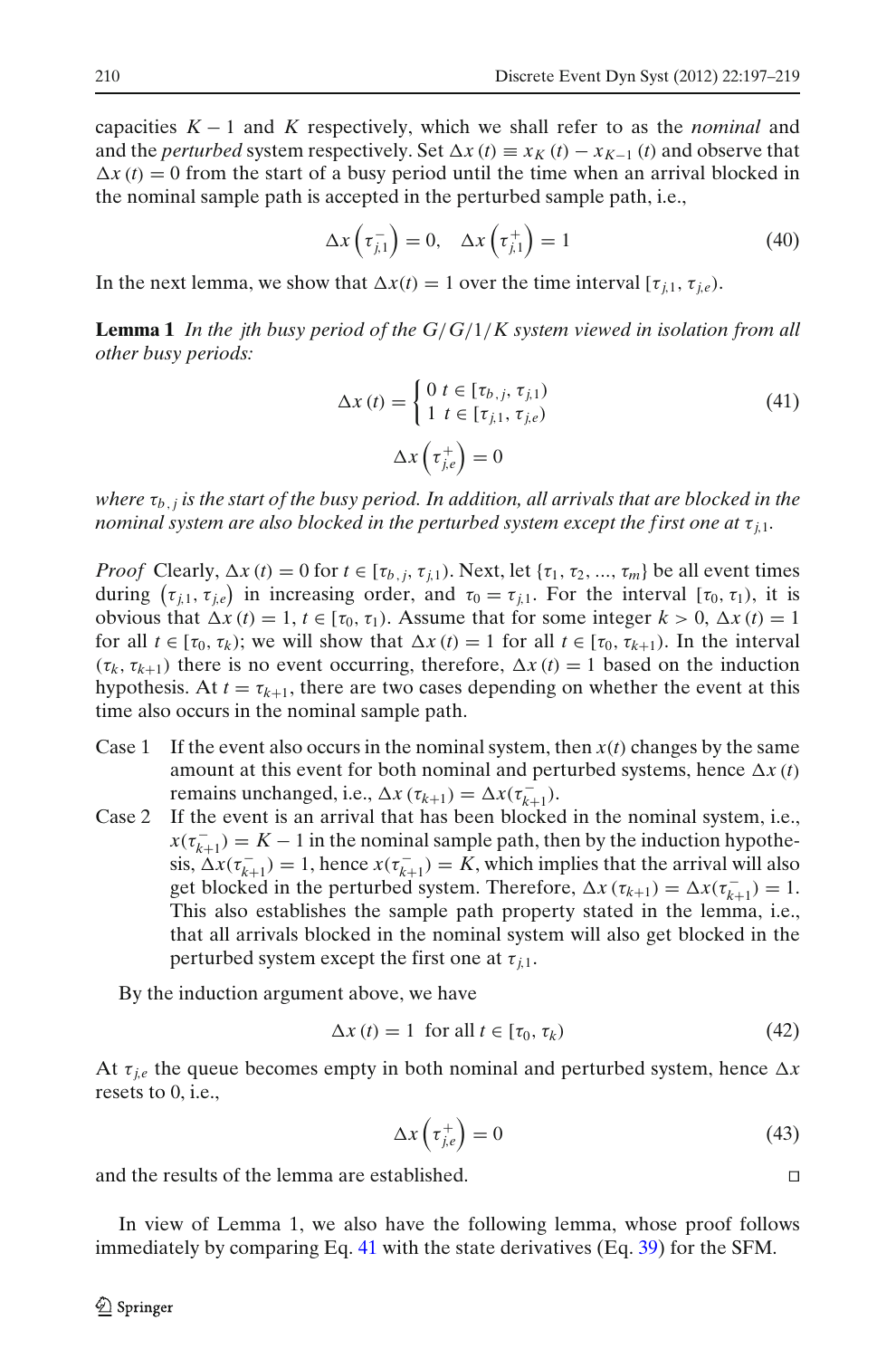capacities $K-1$ and $K$ respectively, which we shall refer to as the *nominal* and and the *perturbed* system respectively. Set $\Delta x(t) \equiv x_K(t) - x_{K-1}(t)$ and observe that $\Delta x(t) = 0$ from the start of a busy period until the time when an arrival blocked in the nominal sample path is accepted in the perturbed sample path, i.e.,

$$\Delta x\left(\tau_{j,1}^-\right) = 0, \quad \Delta x\left(\tau_{j,1}^+\right) = 1 \tag{40}$$

In the next lemma, we show that $\Delta x(t) = 1$ over the time interval $[\tau_{j,1}, \tau_{j,e})$.

**Lemma 1** *In the jth busy period of the $G/G/1/K$ system viewed in isolation from all other busy periods:*

$$\Delta x(t) = \begin{cases} 0 & t \in [\tau_{b,j}, \tau_{j,1}) \\ 1 & t \in [\tau_{j,1}, \tau_{j,e}) \end{cases} \tag{41}$$

$$\Delta x\left(\tau_{j,e}^+\right) = 0$$

*where $\tau_{b,j}$ is the start of the busy period. In addition, all arrivals that are blocked in the nominal system are also blocked in the perturbed system except the first one at $\tau_{j,1}$.*

*Proof* Clearly, $\Delta x(t) = 0$ for $t \in [\tau_{b,j}, \tau_{j,1})$. Next, let $\{\tau_1, \tau_2, ..., \tau_m\}$ be all event times during $\left(\tau_{j,1}, \tau_{j,e}\right)$ in increasing order, and $\tau_0 = \tau_{j,1}$. For the interval $[\tau_0, \tau_1)$, it is obvious that $\Delta x(t) = 1$, $t \in [\tau_0, \tau_1)$. Assume that for some integer $k > 0$, $\Delta x(t) = 1$ for all $t \in [\tau_0, \tau_k)$; we will show that $\Delta x(t) = 1$ for all $t \in [\tau_0, \tau_{k+1})$. In the interval $(\tau_k, \tau_{k+1})$ there is no event occurring, therefore, $\Delta x(t) = 1$ based on the induction hypothesis. At $t = \tau_{k+1}$, there are two cases depending on whether the event at this time also occurs in the nominal sample path.

- Case 1 If the event also occurs in the nominal system, then $x(t)$ changes by the same amount at this event for both nominal and perturbed systems, hence $\Delta x(t)$ remains unchanged, i.e., $\Delta x(\tau_{k+1}) = \Delta x(\tau_{k+1}^-)$.
- Case 2 If the event is an arrival that has been blocked in the nominal system, i.e., $x(\tau_{k+1}^-) = K-1$ in the nominal sample path, then by the induction hypothesis, $\Delta x(\tau_{k+1}^-) = 1$, hence $x(\tau_{k+1}^-) = K$, which implies that the arrival will also get blocked in the perturbed system. Therefore, $\Delta x(\tau_{k+1}) = \Delta x(\tau_{k+1}^-) = 1$. This also establishes the sample path property stated in the lemma, i.e., that all arrivals blocked in the nominal system will also get blocked in the perturbed system except the first one at $\tau_{j,1}$.

By the induction argument above, we have

$$\Delta x(t) = 1 \text{ for all } t \in [\tau_0, \tau_k) \tag{42}$$

At $\tau_{j,e}$ the queue becomes empty in both nominal and perturbed system, hence $\Delta x$ resets to 0, i.e.,

$$\Delta x\left(\tau_{j,e}^+\right) = 0 \tag{43}$$

and the results of the lemma are established. □

In view of Lemma 1, we also have the following lemma, whose proof follows immediately by comparing Eq. 41 with the state derivatives (Eq. 39) for the SFM.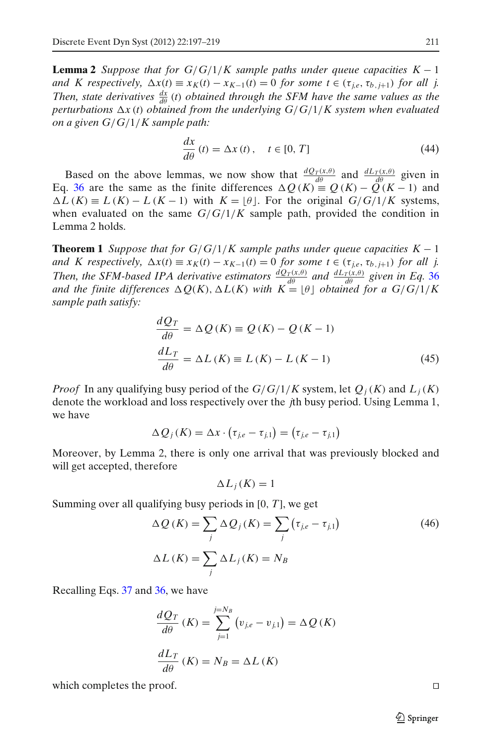**Lemma 2** *Suppose that for $G/G/1/K$ sample paths under queue capacities $K-1$ and $K$ respectively, $\Delta x(t) \equiv x_K(t) - x_{K-1}(t) = 0$ for some $t \in (\tau_{j,e}, \tau_{b,j+1})$ for all $j$. Then, state derivatives $\frac{dx}{d\theta}(t)$ obtained through the SFM have the same values as the perturbations $\Delta x(t)$ obtained from the underlying $G/G/1/K$ system when evaluated on a given $G/G/1/K$ sample path:*

$$\frac{dx}{d\theta}(t) = \Delta x(t), \quad t \in [0, T] \tag{44}$$

Based on the above lemmas, we now show that $\frac{dQ_T(x,\theta)}{d\theta}$ and $\frac{dL_T(x,\theta)}{d\theta}$ given in Eq. 36 are the same as the finite differences $\Delta Q(K) \equiv Q(K) - Q(K-1)$ and $\Delta L(K) \equiv L(K) - L(K-1)$ with $K = \lfloor \theta \rfloor$. For the original $G/G/1/K$ systems, when evaluated on the same $G/G/1/K$ sample path, provided the condition in Lemma 2 holds.

**Theorem 1** *Suppose that for $G/G/1/K$ sample paths under queue capacities $K-1$ and $K$ respectively, $\Delta x(t) \equiv x_K(t) - x_{K-1}(t) = 0$ for some $t \in (\tau_{j,e}, \tau_{b,j+1})$ for all $j$. Then, the SFM-based IPA derivative estimators $\frac{dQ_T(x,\theta)}{d\theta}$ and $\frac{dL_T(x,\theta)}{d\theta}$ given in Eq. 36 and the finite differences $\Delta Q(K), \Delta L(K)$ with $K = \lfloor \theta \rfloor$ obtained for a $G/G/1/K$ sample path satisfy:*

$$\begin{aligned}
\frac{dQ_T}{d\theta} &= \Delta Q(K) \equiv Q(K) - Q(K-1) \\
\frac{dL_T}{d\theta} &= \Delta L(K) \equiv L(K) - L(K-1)
\end{aligned} \tag{45}$$

*Proof* In any qualifying busy period of the $G/G/1/K$ system, let $Q_j(K)$ and $L_j(K)$ denote the workload and loss respectively over the $j$th busy period. Using Lemma 1, we have

$$\Delta Q_j(K) = \Delta x \cdot (\tau_{j,e} - \tau_{j,1}) = (\tau_{j,e} - \tau_{j,1})$$

Moreover, by Lemma 2, there is only one arrival that was previously blocked and will get accepted, therefore

$$\Delta L_j(K) = 1$$

Summing over all qualifying busy periods in $[0, T]$, we get

$$\Delta Q(K) = \sum_j \Delta Q_j(K) = \sum_j (\tau_{j,e} - \tau_{j,1}) \tag{46}$$

$$\Delta L(K) = \sum_j \Delta L_j(K) = N_B$$

Recalling Eqs. 37 and 36, we have

$$\frac{dQ_T}{d\theta}(K) = \sum_{j=1}^{j=N_B} (v_{j,e} - v_{j,1}) = \Delta Q(K)$$

$$\frac{dL_T}{d\theta}(K) = N_B = \Delta L(K)$$

which completes the proof. □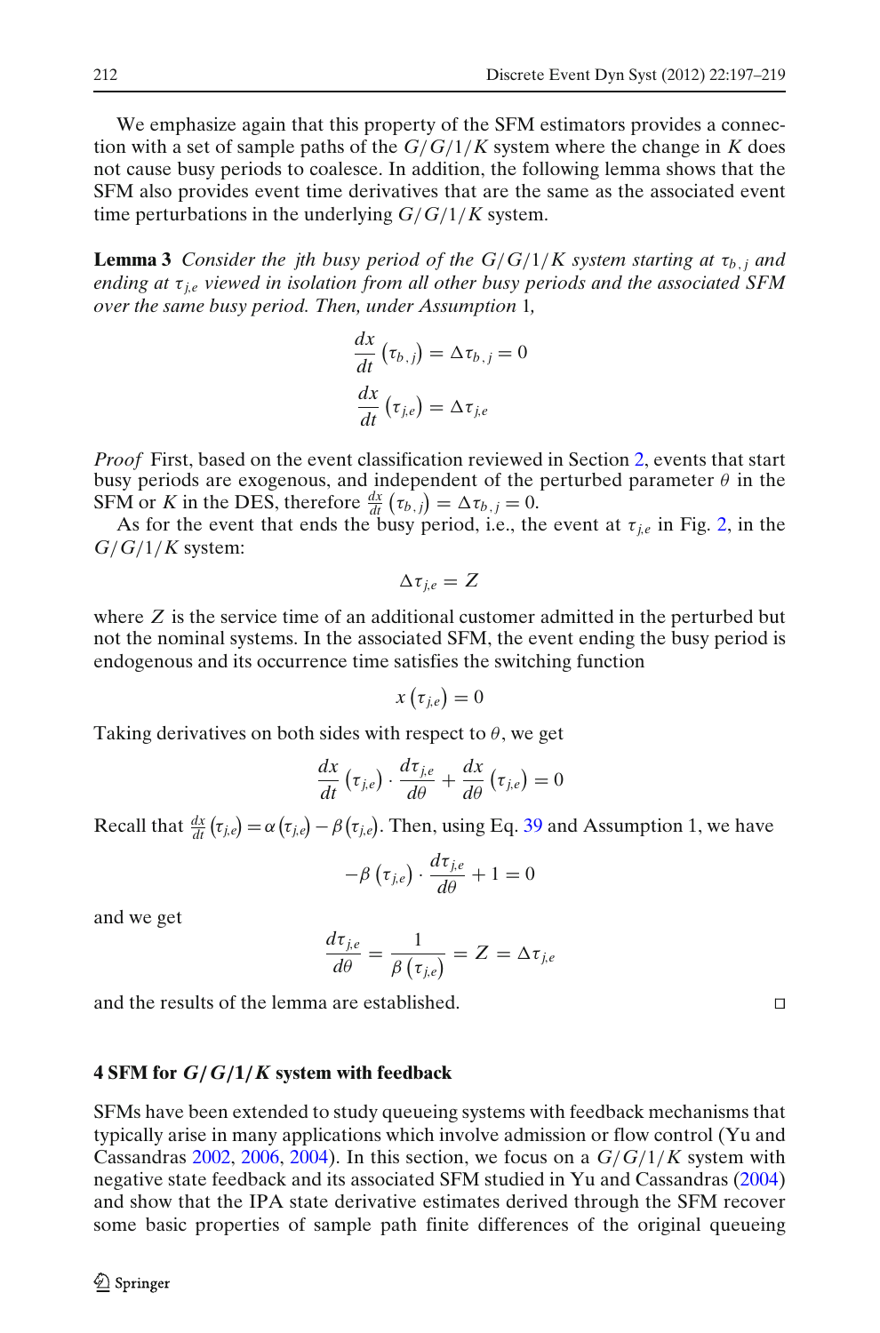We emphasize again that this property of the SFM estimators provides a connection with a set of sample paths of the $G/G/1/K$ system where the change in $K$ does not cause busy periods to coalesce. In addition, the following lemma shows that the SFM also provides event time derivatives that are the same as the associated event time perturbations in the underlying $G/G/1/K$ system.

**Lemma 3** *Consider the jth busy period of the $G/G/1/K$ system starting at $\tau_{b,j}$ and ending at $\tau_{j,e}$ viewed in isolation from all other busy periods and the associated SFM over the same busy period. Then, under Assumption* 1*,*

$$\frac{dx}{dt}\left(\tau_{b,j}\right) = \Delta\tau_{b,j} = 0$$

$$\frac{dx}{dt}\left(\tau_{j,e}\right) = \Delta\tau_{j,e}$$

*Proof* First, based on the event classification reviewed in Section 2, events that start busy periods are exogenous, and independent of the perturbed parameter $\theta$ in the SFM or $K$ in the DES, therefore $\frac{dx}{dt}\left(\tau_{b,j}\right) = \Delta\tau_{b,j} = 0$.

As for the event that ends the busy period, i.e., the event at $\tau_{j,e}$ in Fig. 2, in the $G/G/1/K$ system:

$$\Delta\tau_{j,e} = Z$$

where $Z$ is the service time of an additional customer admitted in the perturbed but not the nominal systems. In the associated SFM, the event ending the busy period is endogenous and its occurrence time satisfies the switching function

$$x\left(\tau_{j,e}\right) = 0$$

Taking derivatives on both sides with respect to $\theta$, we get

$$\frac{dx}{dt}\left(\tau_{j,e}\right) \cdot \frac{d\tau_{j,e}}{d\theta} + \frac{dx}{d\theta}\left(\tau_{j,e}\right) = 0$$

Recall that $\frac{dx}{dt}\left(\tau_{j,e}\right) = \alpha\left(\tau_{j,e}\right) - \beta\left(\tau_{j,e}\right)$. Then, using Eq. 39 and Assumption 1, we have

$$-\beta\left(\tau_{j,e}\right) \cdot \frac{d\tau_{j,e}}{d\theta} + 1 = 0$$

and we get

$$\frac{d\tau_{j,e}}{d\theta} = \frac{1}{\beta\left(\tau_{j,e}\right)} = Z = \Delta\tau_{j,e}$$

and the results of the lemma are established. □

## 4 SFM for $G/G/1/K$ system with feedback

SFMs have been extended to study queueing systems with feedback mechanisms that typically arise in many applications which involve admission or flow control (Yu and Cassandras 2002, 2006, 2004). In this section, we focus on a $G/G/1/K$ system with negative state feedback and its associated SFM studied in Yu and Cassandras (2004) and show that the IPA state derivative estimates derived through the SFM recover some basic properties of sample path finite differences of the original queueing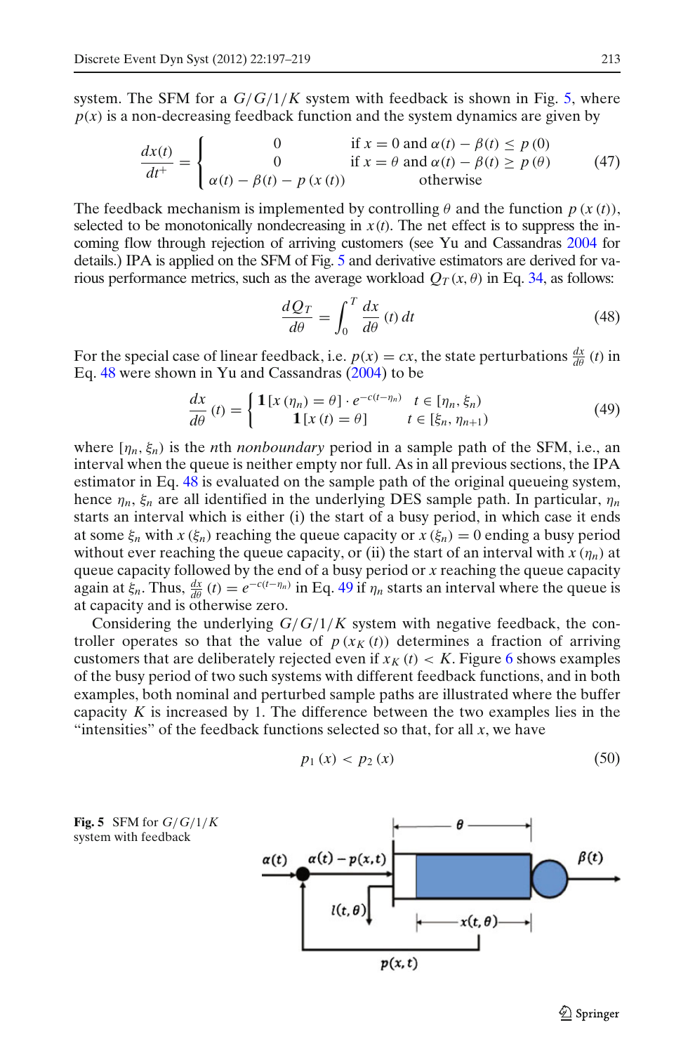system. The SFM for a $G/G/1/K$ system with feedback is shown in Fig. 5, where $p(x)$ is a non-decreasing feedback function and the system dynamics are given by

$$\frac{dx(t)}{dt^+} = \begin{cases} 0 & \text{if } x = 0 \text{ and } \alpha(t) - \beta(t) \leq p(0) \\ 0 & \text{if } x = \theta \text{ and } \alpha(t) - \beta(t) \geq p(\theta) \\ \alpha(t) - \beta(t) - p(x(t)) & \text{otherwise} \end{cases} \tag{47}$$

The feedback mechanism is implemented by controlling $\theta$ and the function $p(x(t))$, selected to be monotonically nondecreasing in $x(t)$. The net effect is to suppress the incoming flow through rejection of arriving customers (see Yu and Cassandras 2004 for details.) IPA is applied on the SFM of Fig. 5 and derivative estimators are derived for various performance metrics, such as the average workload $Q_T(x, \theta)$ in Eq. 34, as follows:

$$\frac{dQ_T}{d\theta} = \int_0^T \frac{dx}{d\theta}(t)\, dt \tag{48}$$

For the special case of linear feedback, i.e. $p(x) = cx$, the state perturbations $\frac{dx}{d\theta}(t)$ in Eq. 48 were shown in Yu and Cassandras (2004) to be

$$\frac{dx}{d\theta}(t) = \begin{cases} \mathbf{1}[x(\eta_n) = \theta] \cdot e^{-c(t-\eta_n)} & t \in [\eta_n, \xi_n) \\ \mathbf{1}[x(t) = \theta] & t \in [\xi_n, \eta_{n+1}) \end{cases} \tag{49}$$

where $[\eta_n, \xi_n)$ is the $n$th *nonboundary* period in a sample path of the SFM, i.e., an interval when the queue is neither empty nor full. As in all previous sections, the IPA estimator in Eq. 48 is evaluated on the sample path of the original queueing system, hence $\eta_n$, $\xi_n$ are all identified in the underlying DES sample path. In particular, $\eta_n$ starts an interval which is either (i) the start of a busy period, in which case it ends at some $\xi_n$ with $x(\xi_n)$ reaching the queue capacity or $x(\xi_n) = 0$ ending a busy period without ever reaching the queue capacity, or (ii) the start of an interval with $x(\eta_n)$ at queue capacity followed by the end of a busy period or $x$ reaching the queue capacity again at $\xi_n$. Thus, $\frac{dx}{d\theta}(t) = e^{-c(t-\eta_n)}$ in Eq. 49 if $\eta_n$ starts an interval where the queue is at capacity and is otherwise zero.

Considering the underlying $G/G/1/K$ system with negative feedback, the controller operates so that the value of $p(x_K(t))$ determines a fraction of arriving customers that are deliberately rejected even if $x_K(t) < K$. Figure 6 shows examples of the busy period of two such systems with different feedback functions, and in both examples, both nominal and perturbed sample paths are illustrated where the buffer capacity $K$ is increased by 1. The difference between the two examples lies in the "intensities" of the feedback functions selected so that, for all $x$, we have

$$p_1(x) < p_2(x) \tag{50}$$

**Fig. 5** SFM for $G/G/1/K$ system with feedback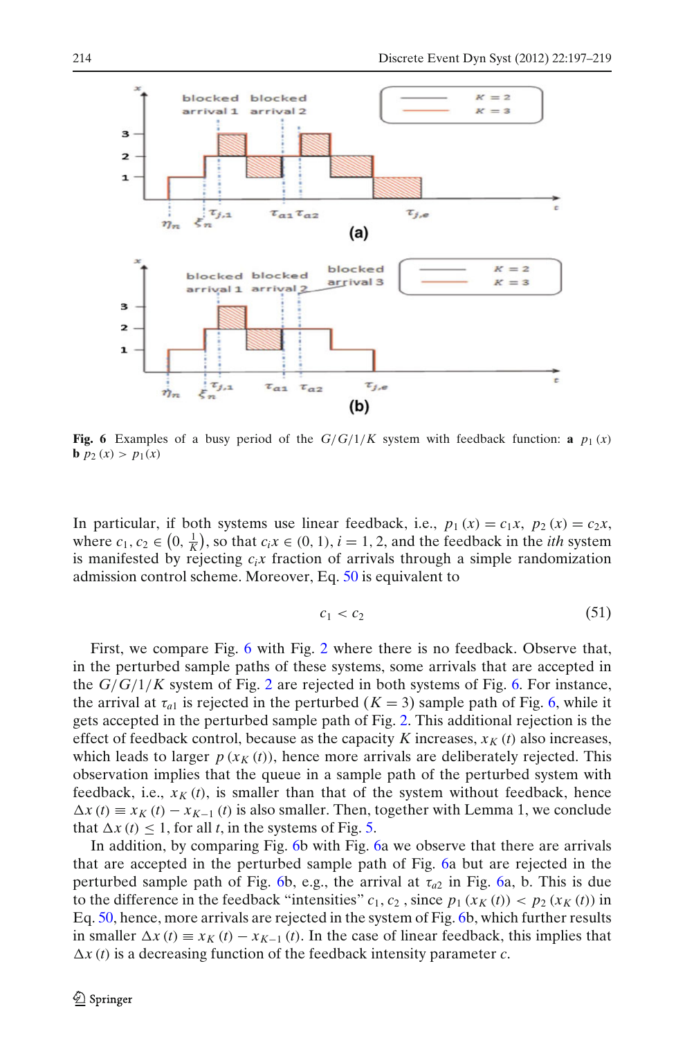**Fig. 6** Examples of a busy period of the $G/G/1/K$ system with feedback function: **a** $p_1(x)$ **b** $p_2(x) > p_1(x)$

In particular, if both systems use linear feedback, i.e., $p_1(x) = c_1 x$, $p_2(x) = c_2 x$, where $c_1, c_2 \in \left(0, \frac{1}{K}\right)$, so that $c_i x \in (0, 1)$, $i = 1, 2$, and the feedback in the *ith* system is manifested by rejecting $c_i x$ fraction of arrivals through a simple randomization admission control scheme. Moreover, Eq. 50 is equivalent to

$$c_1 < c_2 \tag{51}$$

First, we compare Fig. 6 with Fig. 2 where there is no feedback. Observe that, in the perturbed sample paths of these systems, some arrivals that are accepted in the $G/G/1/K$ system of Fig. 2 are rejected in both systems of Fig. 6. For instance, the arrival at $\tau_{a1}$ is rejected in the perturbed ($K = 3$) sample path of Fig. 6, while it gets accepted in the perturbed sample path of Fig. 2. This additional rejection is the effect of feedback control, because as the capacity $K$ increases, $x_K(t)$ also increases, which leads to larger $p(x_K(t))$, hence more arrivals are deliberately rejected. This observation implies that the queue in a sample path of the perturbed system with feedback, i.e., $x_K(t)$, is smaller than that of the system without feedback, hence $\Delta x(t) \equiv x_K(t) - x_{K-1}(t)$ is also smaller. Then, together with Lemma 1, we conclude that $\Delta x(t) \leq 1$, for all $t$, in the systems of Fig. 5.

In addition, by comparing Fig. 6b with Fig. 6a we observe that there are arrivals that are accepted in the perturbed sample path of Fig. 6a but are rejected in the perturbed sample path of Fig. 6b, e.g., the arrival at $\tau_{a2}$ in Fig. 6a, b. This is due to the difference in the feedback "intensities" $c_1, c_2$ , since $p_1(x_K(t)) < p_2(x_K(t))$ in Eq. 50, hence, more arrivals are rejected in the system of Fig. 6b, which further results in smaller $\Delta x(t) \equiv x_K(t) - x_{K-1}(t)$. In the case of linear feedback, this implies that $\Delta x(t)$ is a decreasing function of the feedback intensity parameter $c$.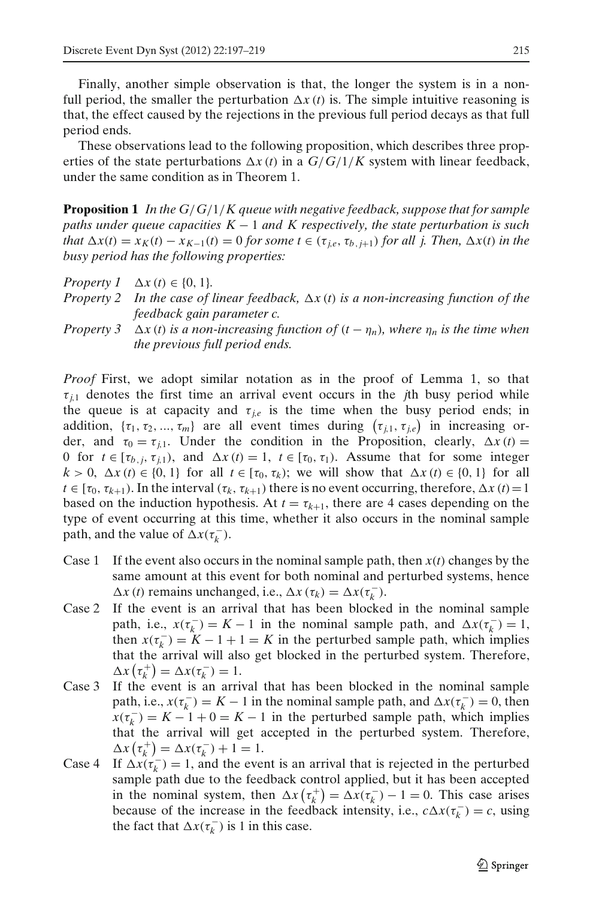Finally, another simple observation is that, the longer the system is in a non-full period, the smaller the perturbation $\Delta x(t)$ is. The simple intuitive reasoning is that, the effect caused by the rejections in the previous full period decays as that full period ends.

These observations lead to the following proposition, which describes three properties of the state perturbations $\Delta x(t)$ in a $G/G/1/K$ system with linear feedback, under the same condition as in Theorem 1.

**Proposition 1** *In the $G/G/1/K$ queue with negative feedback, suppose that for sample paths under queue capacities $K-1$ and $K$ respectively, the state perturbation is such that $\Delta x(t) = x_K(t) - x_{K-1}(t) = 0$ for some $t \in (\tau_{j,e}, \tau_{b,j+1})$ for all $j$. Then, $\Delta x(t)$ in the busy period has the following properties:*

*Property 1* $\Delta x(t) \in \{0, 1\}$.

*Property 2* *In the case of linear feedback, $\Delta x(t)$ is a non-increasing function of the feedback gain parameter $c$.*

*Property 3* *$\Delta x(t)$ is a non-increasing function of $(t - \eta_n)$, where $\eta_n$ is the time when the previous full period ends.*

*Proof* First, we adopt similar notation as in the proof of Lemma 1, so that $\tau_{j,1}$ denotes the first time an arrival event occurs in the $j$th busy period while the queue is at capacity and $\tau_{j,e}$ is the time when the busy period ends; in addition, $\{\tau_1, \tau_2, ..., \tau_m\}$ are all event times during $(\tau_{j,1}, \tau_{j,e})$ in increasing order, and $\tau_0 = \tau_{j,1}$. Under the condition in the Proposition, clearly, $\Delta x(t) = 0$ for $t \in [\tau_{b,j}, \tau_{j,1})$, and $\Delta x(t) = 1$, $t \in [\tau_0, \tau_1)$. Assume that for some integer $k > 0$, $\Delta x(t) \in \{0, 1\}$ for all $t \in [\tau_0, \tau_k)$; we will show that $\Delta x(t) \in \{0, 1\}$ for all $t \in [\tau_0, \tau_{k+1})$. In the interval $(\tau_k, \tau_{k+1})$ there is no event occurring, therefore, $\Delta x(t) = 1$ based on the induction hypothesis. At $t = \tau_{k+1}$, there are 4 cases depending on the type of event occurring at this time, whether it also occurs in the nominal sample path, and the value of $\Delta x(\tau_k^-)$.

- Case 1 If the event also occurs in the nominal sample path, then $x(t)$ changes by the same amount at this event for both nominal and perturbed systems, hence $\Delta x(t)$ remains unchanged, i.e., $\Delta x(\tau_k) = \Delta x(\tau_k^-)$.
- Case 2 If the event is an arrival that has been blocked in the nominal sample path, i.e., $x(\tau_k^-) = K - 1$ in the nominal sample path, and $\Delta x(\tau_k^-) = 1$, then $x(\tau_k^-) = K - 1 + 1 = K$ in the perturbed sample path, which implies that the arrival will also get blocked in the perturbed system. Therefore, $\Delta x(\tau_k^+) = \Delta x(\tau_k^-) = 1$.
- Case 3 If the event is an arrival that has been blocked in the nominal sample path, i.e., $x(\tau_k^-) = K - 1$ in the nominal sample path, and $\Delta x(\tau_k^-) = 0$, then $x(\tau_k^-) = K - 1 + 0 = K - 1$ in the perturbed sample path, which implies that the arrival will get accepted in the perturbed system. Therefore, $\Delta x(\tau_k^+) = \Delta x(\tau_k^-) + 1 = 1$.
- Case 4 If $\Delta x(\tau_k^-) = 1$, and the event is an arrival that is rejected in the perturbed sample path due to the feedback control applied, but it has been accepted in the nominal system, then $\Delta x(\tau_k^+) = \Delta x(\tau_k^-) - 1 = 0$. This case arises because of the increase in the feedback intensity, i.e., $c\Delta x(\tau_k^-) = c$, using the fact that $\Delta x(\tau_k^-)$ is 1 in this case.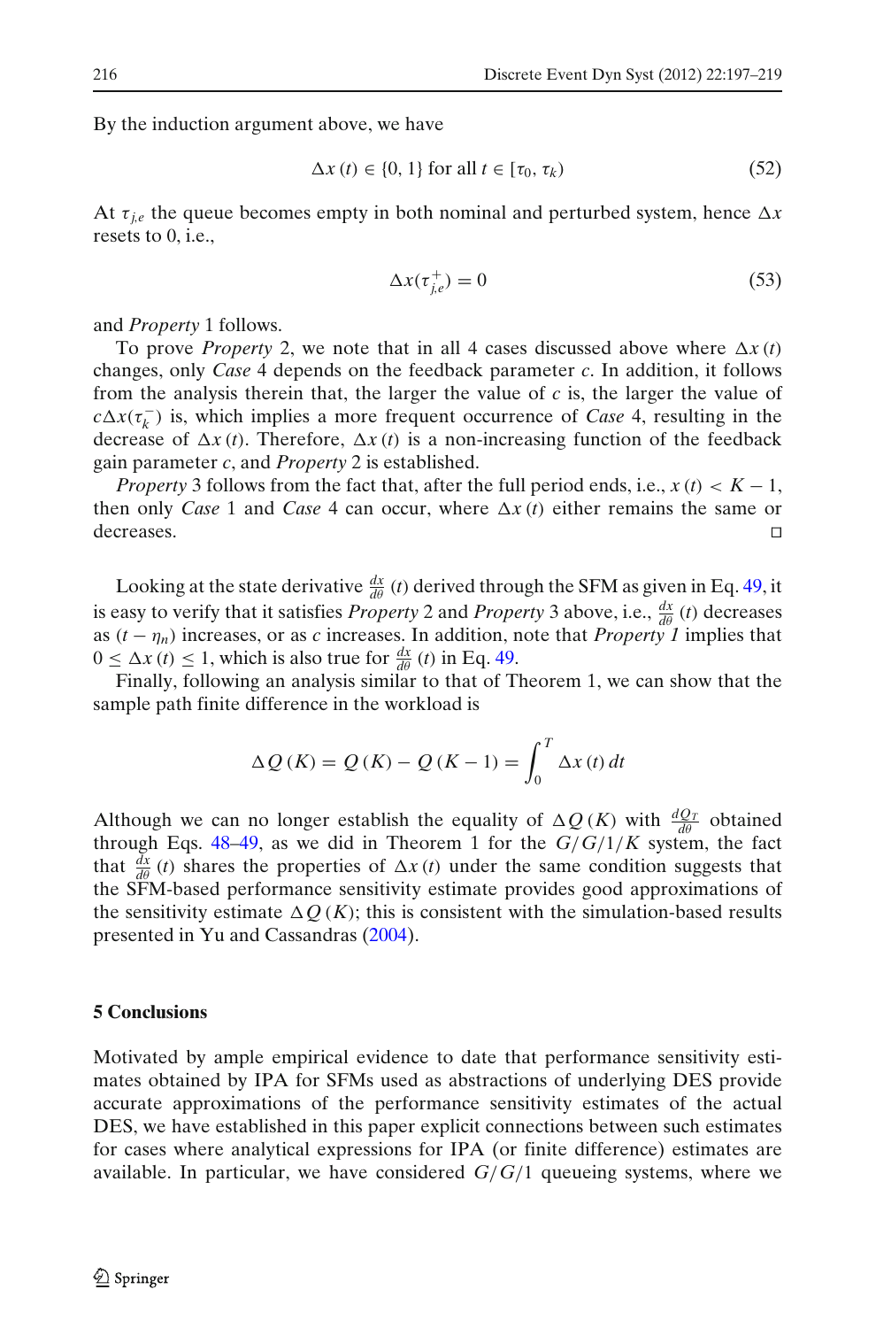By the induction argument above, we have

$$\Delta x(t) \in \{0, 1\} \text{ for all } t \in [\tau_0, \tau_k) \tag{52}$$

At $\tau_{j,e}$ the queue becomes empty in both nominal and perturbed system, hence $\Delta x$ resets to 0, i.e.,

$$\Delta x(\tau_{j,e}^{+}) = 0 \tag{53}$$

and *Property* 1 follows.

To prove *Property* 2, we note that in all 4 cases discussed above where $\Delta x(t)$ changes, only *Case* 4 depends on the feedback parameter $c$. In addition, it follows from the analysis therein that, the larger the value of $c$ is, the larger the value of $c\Delta x(\tau_k^-)$ is, which implies a more frequent occurrence of *Case* 4, resulting in the decrease of $\Delta x(t)$. Therefore, $\Delta x(t)$ is a non-increasing function of the feedback gain parameter $c$, and *Property* 2 is established.

*Property* 3 follows from the fact that, after the full period ends, i.e., $x(t) < K - 1$, then only *Case* 1 and *Case* 4 can occur, where $\Delta x(t)$ either remains the same or decreases. □

Looking at the state derivative $\frac{dx}{d\theta}(t)$ derived through the SFM as given in Eq. 49, it is easy to verify that it satisfies *Property* 2 and *Property* 3 above, i.e., $\frac{dx}{d\theta}(t)$ decreases as $(t - \eta_n)$ increases, or as $c$ increases. In addition, note that *Property 1* implies that $0 \leq \Delta x(t) \leq 1$, which is also true for $\frac{dx}{d\theta}(t)$ in Eq. 49.

Finally, following an analysis similar to that of Theorem 1, we can show that the sample path finite difference in the workload is

$$\Delta Q(K) = Q(K) - Q(K-1) = \int_0^T \Delta x(t)\, dt$$

Although we can no longer establish the equality of $\Delta Q(K)$ with $\frac{dQ_T}{d\theta}$ obtained through Eqs. 48–49, as we did in Theorem 1 for the $G/G/1/K$ system, the fact that $\frac{dx}{d\theta}(t)$ shares the properties of $\Delta x(t)$ under the same condition suggests that the SFM-based performance sensitivity estimate provides good approximations of the sensitivity estimate $\Delta Q(K)$; this is consistent with the simulation-based results presented in Yu and Cassandras (2004).

## 5 Conclusions

Motivated by ample empirical evidence to date that performance sensitivity estimates obtained by IPA for SFMs used as abstractions of underlying DES provide accurate approximations of the performance sensitivity estimates of the actual DES, we have established in this paper explicit connections between such estimates for cases where analytical expressions for IPA (or finite difference) estimates are available. In particular, we have considered $G/G/1$ queueing systems, where we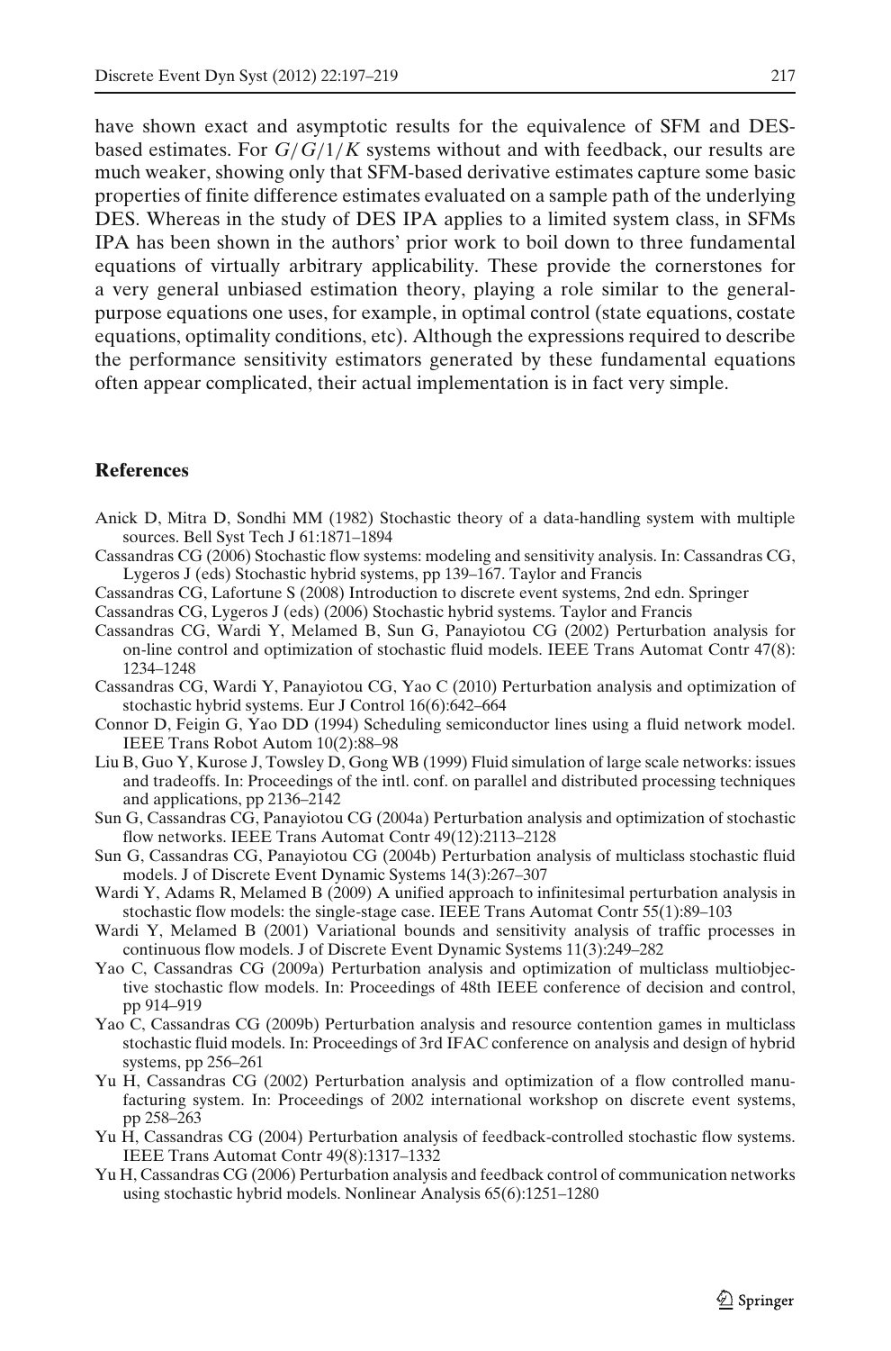have shown exact and asymptotic results for the equivalence of SFM and DES-based estimates. For $G/G/1/K$ systems without and with feedback, our results are much weaker, showing only that SFM-based derivative estimates capture some basic properties of finite difference estimates evaluated on a sample path of the underlying DES. Whereas in the study of DES IPA applies to a limited system class, in SFMs IPA has been shown in the authors' prior work to boil down to three fundamental equations of virtually arbitrary applicability. These provide the cornerstones for a very general unbiased estimation theory, playing a role similar to the general-purpose equations one uses, for example, in optimal control (state equations, costate equations, optimality conditions, etc). Although the expressions required to describe the performance sensitivity estimators generated by these fundamental equations often appear complicated, their actual implementation is in fact very simple.

## References

Anick D, Mitra D, Sondhi MM (1982) Stochastic theory of a data-handling system with multiple sources. Bell Syst Tech J 61:1871–1894

Cassandras CG (2006) Stochastic flow systems: modeling and sensitivity analysis. In: Cassandras CG, Lygeros J (eds) Stochastic hybrid systems, pp 139–167. Taylor and Francis

Cassandras CG, Lafortune S (2008) Introduction to discrete event systems, 2nd edn. Springer

Cassandras CG, Lygeros J (eds) (2006) Stochastic hybrid systems. Taylor and Francis

Cassandras CG, Wardi Y, Melamed B, Sun G, Panayiotou CG (2002) Perturbation analysis for on-line control and optimization of stochastic fluid models. IEEE Trans Automat Contr 47(8): 1234–1248

Cassandras CG, Wardi Y, Panayiotou CG, Yao C (2010) Perturbation analysis and optimization of stochastic hybrid systems. Eur J Control 16(6):642–664

Connor D, Feigin G, Yao DD (1994) Scheduling semiconductor lines using a fluid network model. IEEE Trans Robot Autom 10(2):88–98

Liu B, Guo Y, Kurose J, Towsley D, Gong WB (1999) Fluid simulation of large scale networks: issues and tradeoffs. In: Proceedings of the intl. conf. on parallel and distributed processing techniques and applications, pp 2136–2142

Sun G, Cassandras CG, Panayiotou CG (2004a) Perturbation analysis and optimization of stochastic flow networks. IEEE Trans Automat Contr 49(12):2113–2128

Sun G, Cassandras CG, Panayiotou CG (2004b) Perturbation analysis of multiclass stochastic fluid models. J of Discrete Event Dynamic Systems 14(3):267–307

Wardi Y, Adams R, Melamed B (2009) A unified approach to infinitesimal perturbation analysis in stochastic flow models: the single-stage case. IEEE Trans Automat Contr 55(1):89–103

Wardi Y, Melamed B (2001) Variational bounds and sensitivity analysis of traffic processes in continuous flow models. J of Discrete Event Dynamic Systems 11(3):249–282

Yao C, Cassandras CG (2009a) Perturbation analysis and optimization of multiclass multiobjective stochastic flow models. In: Proceedings of 48th IEEE conference of decision and control, pp 914–919

Yao C, Cassandras CG (2009b) Perturbation analysis and resource contention games in multiclass stochastic fluid models. In: Proceedings of 3rd IFAC conference on analysis and design of hybrid systems, pp 256–261

Yu H, Cassandras CG (2002) Perturbation analysis and optimization of a flow controlled manufacturing system. In: Proceedings of 2002 international workshop on discrete event systems, pp 258–263

Yu H, Cassandras CG (2004) Perturbation analysis of feedback-controlled stochastic flow systems. IEEE Trans Automat Contr 49(8):1317–1332

Yu H, Cassandras CG (2006) Perturbation analysis and feedback control of communication networks using stochastic hybrid models. Nonlinear Analysis 65(6):1251–1280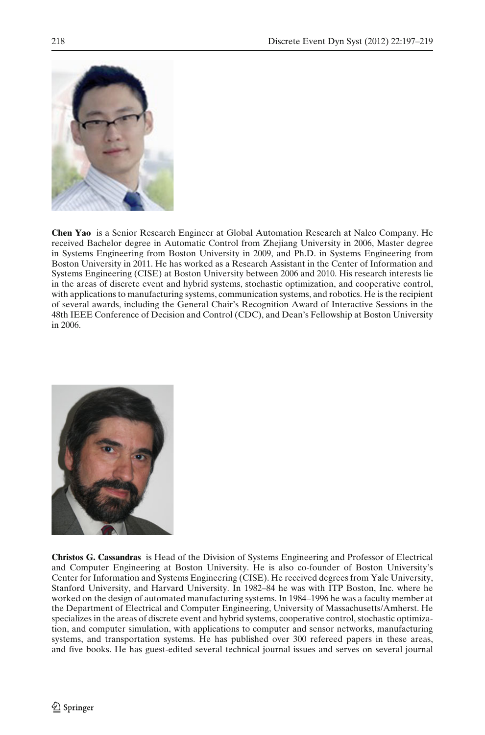**Chen Yao** is a Senior Research Engineer at Global Automation Research at Nalco Company. He received Bachelor degree in Automatic Control from Zhejiang University in 2006, Master degree in Systems Engineering from Boston University in 2009, and Ph.D. in Systems Engineering from Boston University in 2011. He has worked as a Research Assistant in the Center of Information and Systems Engineering (CISE) at Boston University between 2006 and 2010. His research interests lie in the areas of discrete event and hybrid systems, stochastic optimization, and cooperative control, with applications to manufacturing systems, communication systems, and robotics. He is the recipient of several awards, including the General Chair's Recognition Award of Interactive Sessions in the 48th IEEE Conference of Decision and Control (CDC), and Dean's Fellowship at Boston University in 2006.

**Christos G. Cassandras** is Head of the Division of Systems Engineering and Professor of Electrical and Computer Engineering at Boston University. He is also co-founder of Boston University's Center for Information and Systems Engineering (CISE). He received degrees from Yale University, Stanford University, and Harvard University. In 1982–84 he was with ITP Boston, Inc. where he worked on the design of automated manufacturing systems. In 1984–1996 he was a faculty member at the Department of Electrical and Computer Engineering, University of Massachusetts/Amherst. He specializes in the areas of discrete event and hybrid systems, cooperative control, stochastic optimization, and computer simulation, with applications to computer and sensor networks, manufacturing systems, and transportation systems. He has published over 300 refereed papers in these areas, and five books. He has guest-edited several technical journal issues and serves on several journal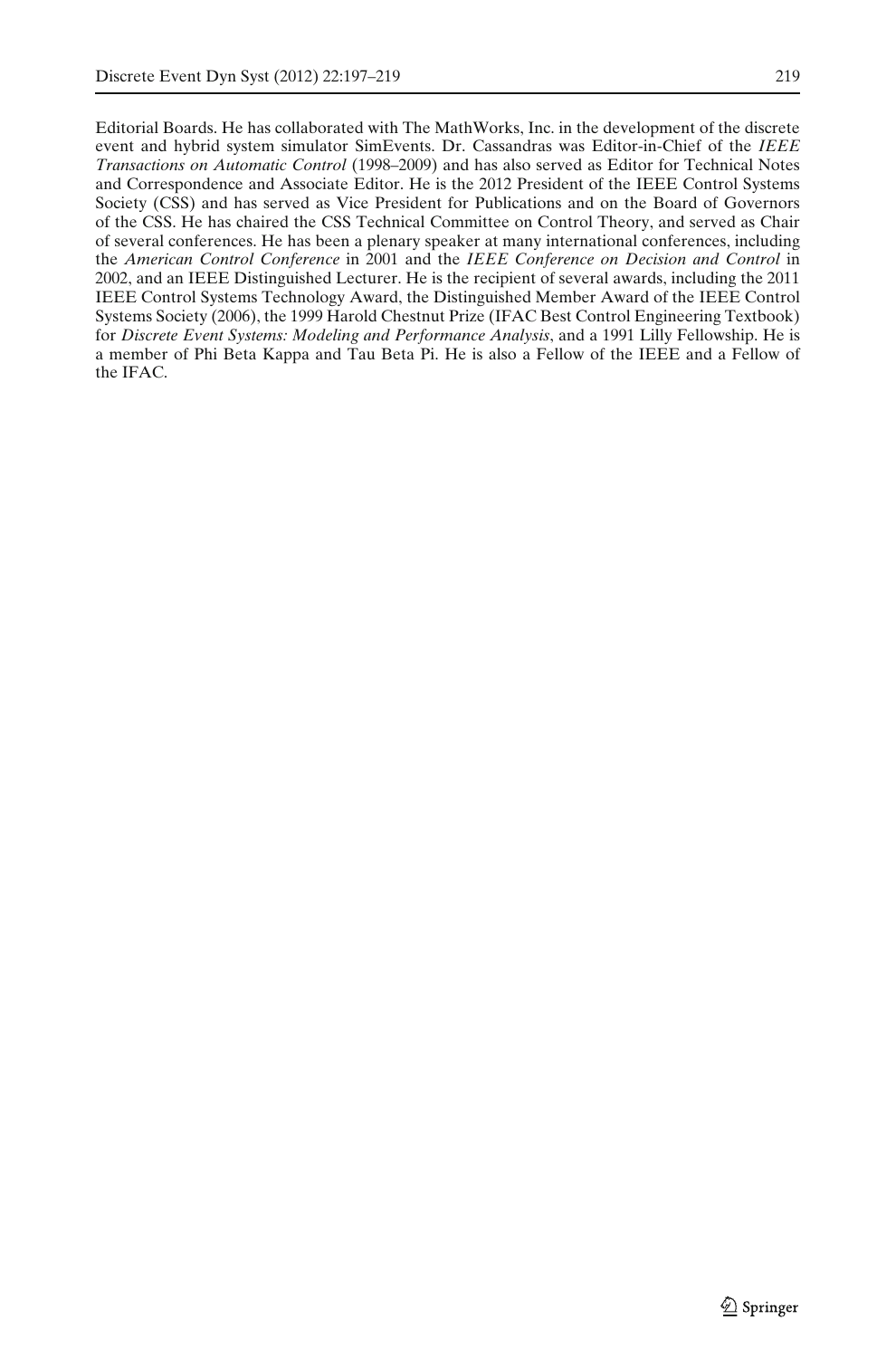Editorial Boards. He has collaborated with The MathWorks, Inc. in the development of the discrete event and hybrid system simulator SimEvents. Dr. Cassandras was Editor-in-Chief of the *IEEE Transactions on Automatic Control* (1998–2009) and has also served as Editor for Technical Notes and Correspondence and Associate Editor. He is the 2012 President of the IEEE Control Systems Society (CSS) and has served as Vice President for Publications and on the Board of Governors of the CSS. He has chaired the CSS Technical Committee on Control Theory, and served as Chair of several conferences. He has been a plenary speaker at many international conferences, including the *American Control Conference* in 2001 and the *IEEE Conference on Decision and Control* in 2002, and an IEEE Distinguished Lecturer. He is the recipient of several awards, including the 2011 IEEE Control Systems Technology Award, the Distinguished Member Award of the IEEE Control Systems Society (2006), the 1999 Harold Chestnut Prize (IFAC Best Control Engineering Textbook) for *Discrete Event Systems: Modeling and Performance Analysis*, and a 1991 Lilly Fellowship. He is a member of Phi Beta Kappa and Tau Beta Pi. He is also a Fellow of the IEEE and a Fellow of the IFAC.